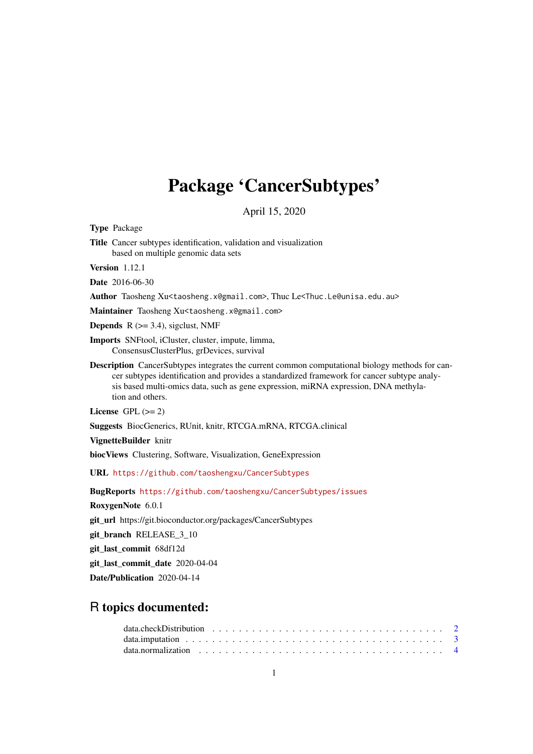# Package 'CancerSubtypes'

April 15, 2020

**Type** Package

**Title** Cancer subtypes identification, validation and visualization based on multiple genomic data sets

**Version** 1.12.1

**Date** 2016-06-30

**Author** Taosheng Xu<taosheng.x@gmail.com>, Thuc Le<Thuc.Le@unisa.edu.au>

**Maintainer** Taosheng Xu<taosheng.x@gmail.com>

**Depends** R (>= 3.4), sigclust, NMF

**Imports** SNFtool, iCluster, cluster, impute, limma, ConsensusClusterPlus, grDevices, survival

**Description** CancerSubtypes integrates the current common computational biology methods for cancer subtypes identification and provides a standardized framework for cancer subtype analysis based multi-omics data, such as gene expression, miRNA expression, DNA methylation and others.

**License** GPL (>= 2)

**Suggests** BiocGenerics, RUnit, knitr, RTCGA.mRNA, RTCGA.clinical

**VignetteBuilder** knitr

**biocViews** Clustering, Software, Visualization, GeneExpression

**URL** https://github.com/taoshengxu/CancerSubtypes

**BugReports** https://github.com/taoshengxu/CancerSubtypes/issues

**RoxygenNote** 6.0.1

**git_url** https://git.bioconductor.org/packages/CancerSubtypes

**git_branch** RELEASE_3_10

**git_last_commit** 68df12d

**git_last_commit_date** 2020-04-04

**Date/Publication** 2020-04-14

## R topics documented:

- data.checkDistribution . . . . . . . . . . . . . . . . . . . . . . . . . . . . . . . . . . 2
- data.imputation . . . . . . . . . . . . . . . . . . . . . . . . . . . . . . . . . . . . . . 3
- data.normalization . . . . . . . . . . . . . . . . . . . . . . . . . . . . . . . . . . . . 4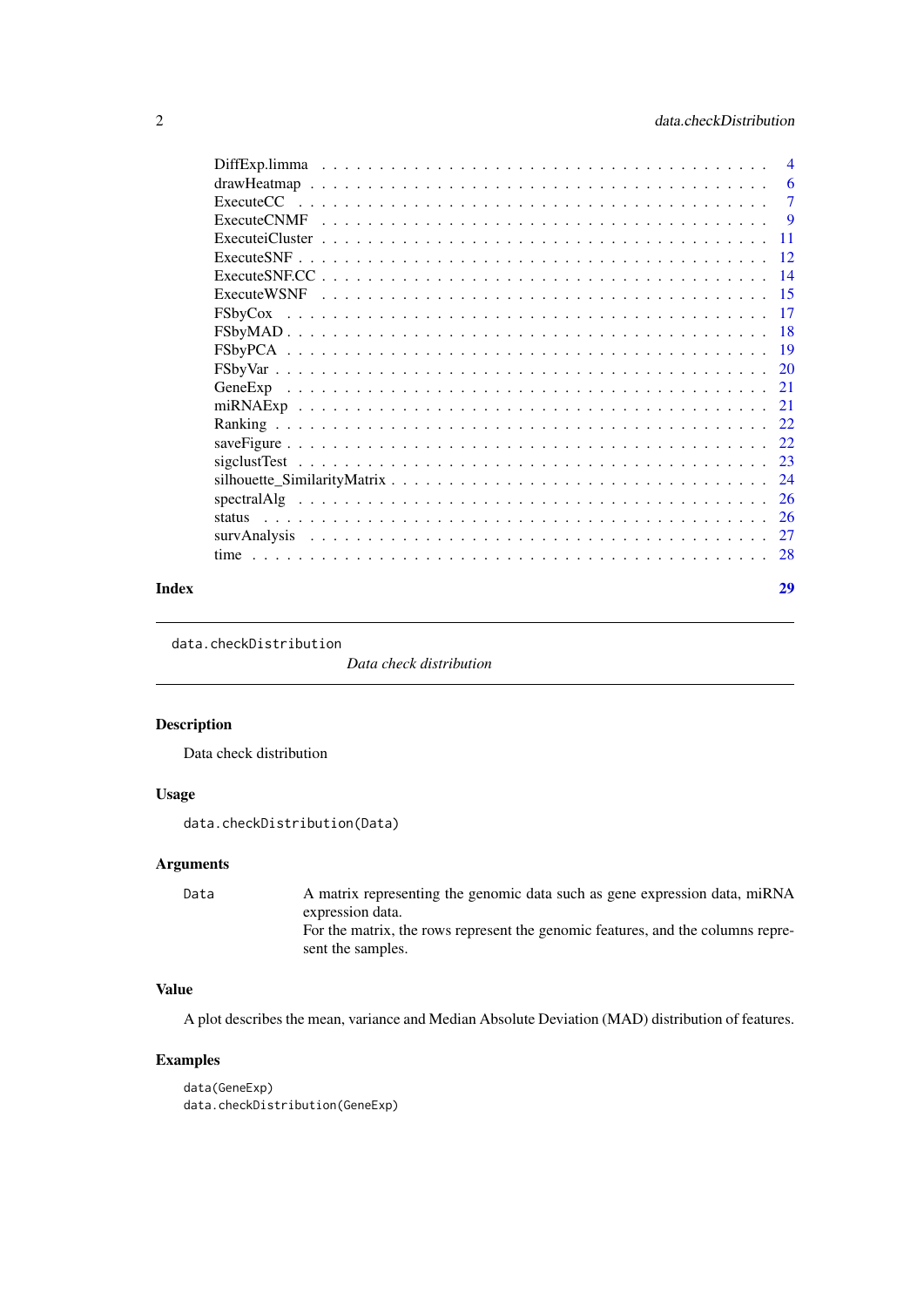| | |
|---|---|
| DiffExp.limma | 4 |
| drawHeatmap | 6 |
| ExecuteCC | 7 |
| ExecuteCNMF | 9 |
| ExecuteiCluster | 11 |
| ExecuteSNF | 12 |
| ExecuteSNF.CC | 14 |
| ExecuteWSNF | 15 |
| FSbyCox | 17 |
| FSbyMAD | 18 |
| FSbyPCA | 19 |
| FSbyVar | 20 |
| GeneExp | 21 |
| miRNAExp | 21 |
| Ranking | 22 |
| saveFigure | 22 |
| sigclustTest | 23 |
| silhouette_SimilarityMatrix | 24 |
| spectralAlg | 26 |
| status | 26 |
| survAnalysis | 27 |
| time | 28 |

**Index** 29

---

`data.checkDistribution` *Data check distribution*

---

### Description

Data check distribution

### Usage

```
data.checkDistribution(Data)
```

### Arguments

| | |
|---|---|
| `Data` | A matrix representing the genomic data such as gene expression data, miRNA expression data.<br>For the matrix, the rows represent the genomic features, and the columns represent the samples. |

### Value

A plot describes the mean, variance and Median Absolute Deviation (MAD) distribution of features.

### Examples

```
data(GeneExp)
data.checkDistribution(GeneExp)
```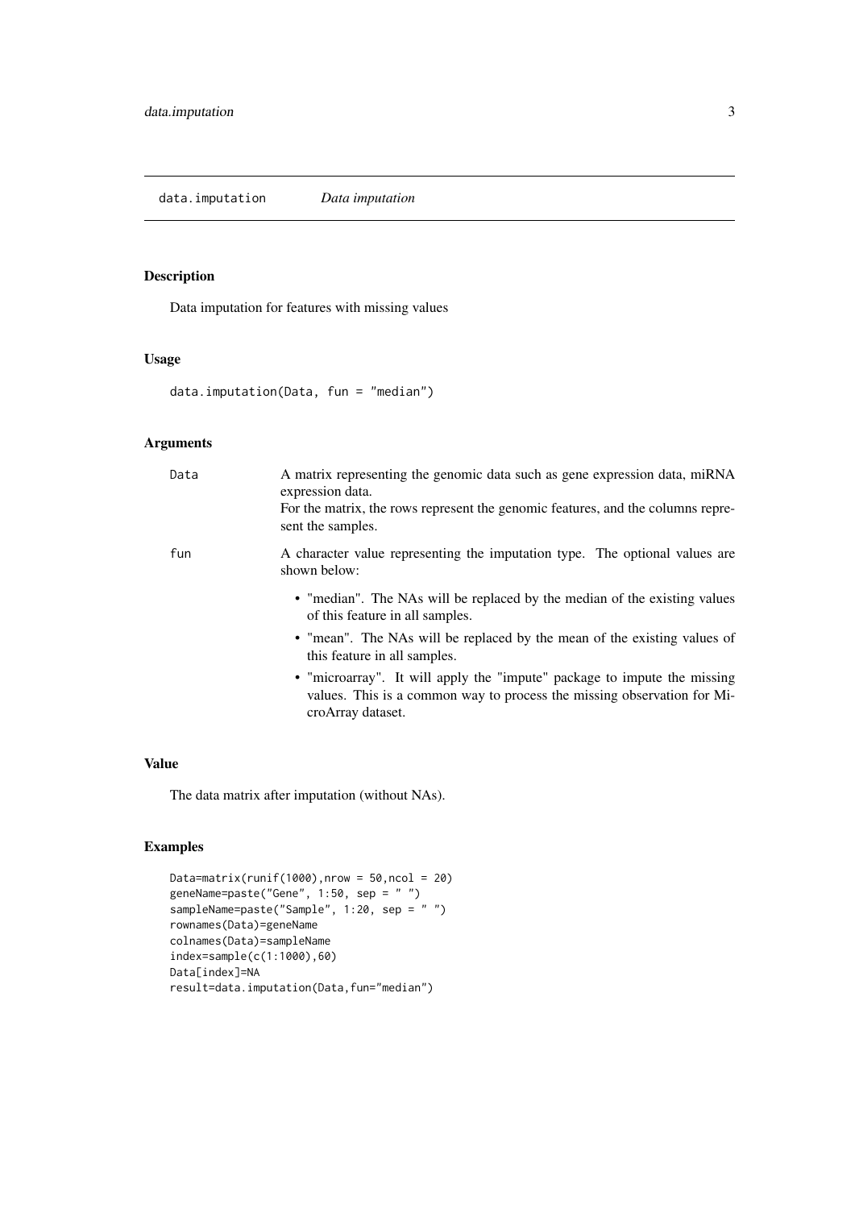## data.imputation *Data imputation*

### Description

Data imputation for features with missing values

### Usage

```
data.imputation(Data, fun = "median")
```

### Arguments

- `Data` A matrix representing the genomic data such as gene expression data, miRNA expression data.
  For the matrix, the rows represent the genomic features, and the columns represent the samples.
- `fun` A character value representing the imputation type. The optional values are shown below:
  - "median". The NAs will be replaced by the median of the existing values of this feature in all samples.
  - "mean". The NAs will be replaced by the mean of the existing values of this feature in all samples.
  - "microarray". It will apply the "impute" package to impute the missing values. This is a common way to process the missing observation for MicroArray dataset.

### Value

The data matrix after imputation (without NAs).

### Examples

```
Data=matrix(runif(1000),nrow = 50,ncol = 20)
geneName=paste("Gene", 1:50, sep = " ")
sampleName=paste("Sample", 1:20, sep = " ")
rownames(Data)=geneName
colnames(Data)=sampleName
index=sample(c(1:1000),60)
Data[index]=NA
result=data.imputation(Data,fun="median")
```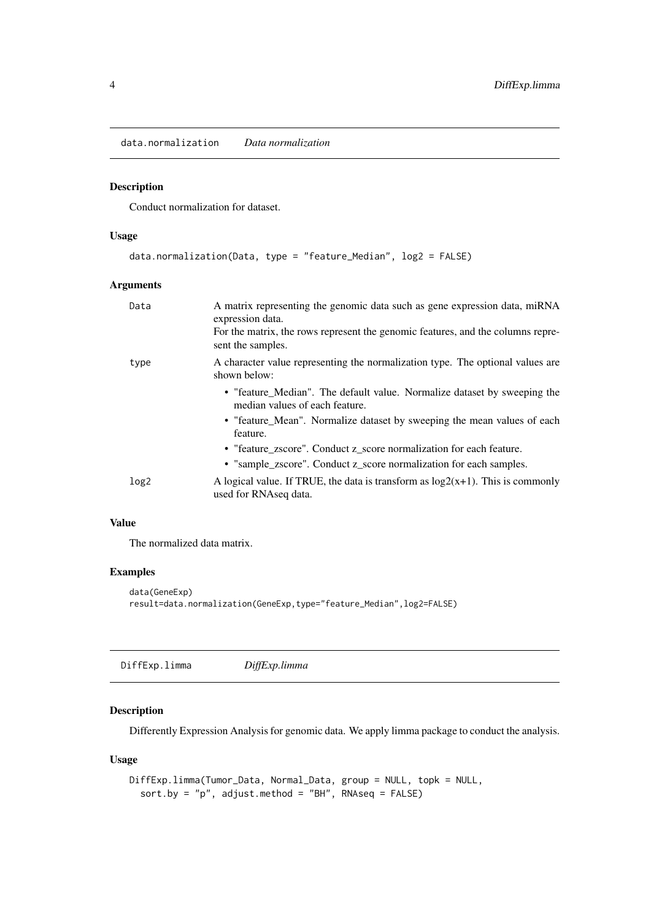## data.normalization *Data normalization*

### Description

Conduct normalization for dataset.

### Usage

```
data.normalization(Data, type = "feature_Median", log2 = FALSE)
```

### Arguments

| | |
|---|---|
| Data | A matrix representing the genomic data such as gene expression data, miRNA expression data. For the matrix, the rows represent the genomic features, and the columns represent the samples. |
| type | A character value representing the normalization type. The optional values are shown below: <br>• "feature_Median". The default value. Normalize dataset by sweeping the median values of each feature. <br>• "feature_Mean". Normalize dataset by sweeping the mean values of each feature. <br>• "feature_zscore". Conduct z_score normalization for each feature. <br>• "sample_zscore". Conduct z_score normalization for each samples. |
| log2 | A logical value. If TRUE, the data is transform as log2(x+1). This is commonly used for RNAseq data. |

### Value

The normalized data matrix.

### Examples

```
data(GeneExp)
result=data.normalization(GeneExp,type="feature_Median",log2=FALSE)
```

## DiffExp.limma *DiffExp.limma*

### Description

Differently Expression Analysis for genomic data. We apply limma package to conduct the analysis.

### Usage

```
DiffExp.limma(Tumor_Data, Normal_Data, group = NULL, topk = NULL,
  sort.by = "p", adjust.method = "BH", RNAseq = FALSE)
```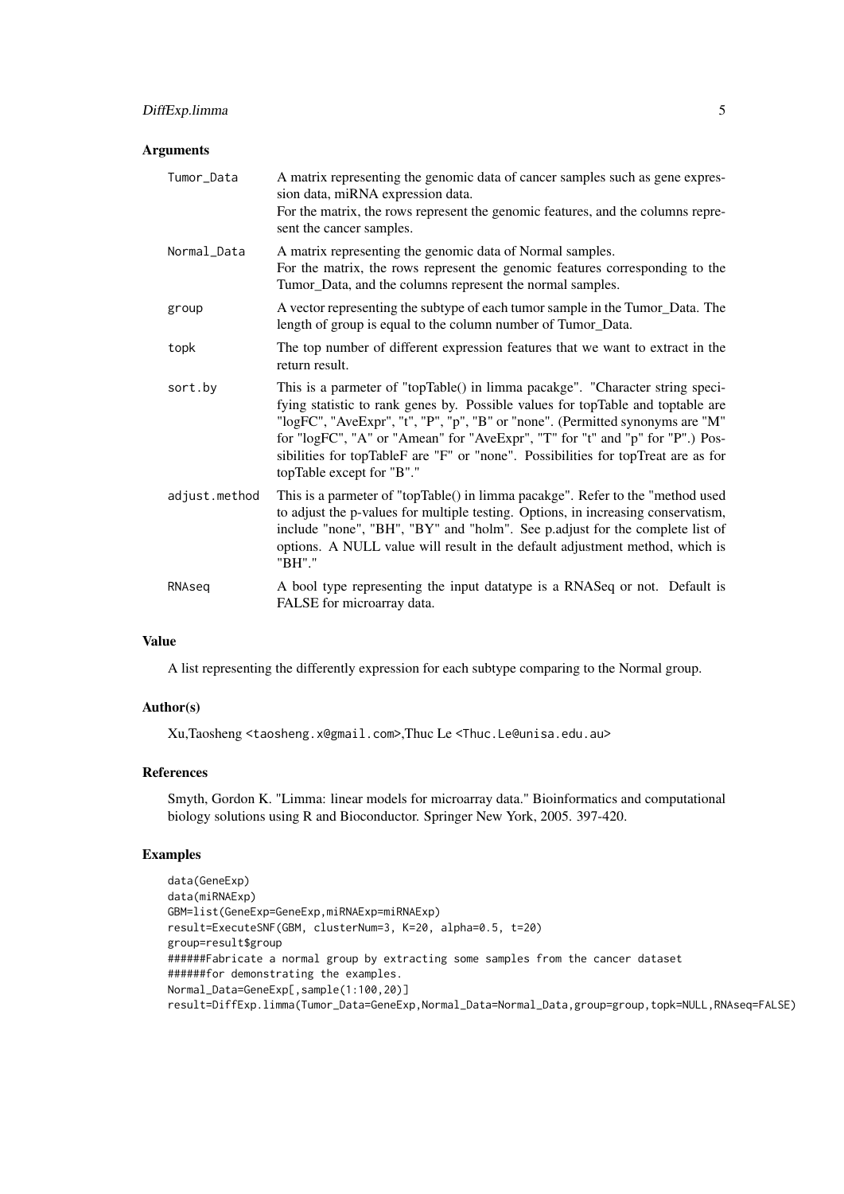### Arguments

| | |
|---|---|
| Tumor_Data | A matrix representing the genomic data of cancer samples such as gene expression data, miRNA expression data. For the matrix, the rows represent the genomic features, and the columns represent the cancer samples. |
| Normal_Data | A matrix representing the genomic data of Normal samples. For the matrix, the rows represent the genomic features corresponding to the Tumor_Data, and the columns represent the normal samples. |
| group | A vector representing the subtype of each tumor sample in the Tumor_Data. The length of group is equal to the column number of Tumor_Data. |
| topk | The top number of different expression features that we want to extract in the return result. |
| sort.by | This is a parmeter of "topTable() in limma pacakge". "Character string specifying statistic to rank genes by. Possible values for topTable and toptable are "logFC", "AveExpr", "t", "P", "p", "B" or "none". (Permitted synonyms are "M" for "logFC", "A" or "Amean" for "AveExpr", "T" for "t" and "p" for "P".) Possibilities for topTableF are "F" or "none". Possibilities for topTreat are as for topTable except for "B"." |
| adjust.method | This is a parmeter of "topTable() in limma pacakge". Refer to the "method used to adjust the p-values for multiple testing. Options, in increasing conservatism, include "none", "BH", "BY" and "holm". See p.adjust for the complete list of options. A NULL value will result in the default adjustment method, which is "BH"." |
| RNAseq | A bool type representing the input datatype is a RNASeq or not. Default is FALSE for microarray data. |

### Value

A list representing the differently expression for each subtype comparing to the Normal group.

### Author(s)

Xu,Taosheng <taosheng.x@gmail.com>,Thuc Le <Thuc.Le@unisa.edu.au>

### References

Smyth, Gordon K. "Limma: linear models for microarray data." Bioinformatics and computational biology solutions using R and Bioconductor. Springer New York, 2005. 397-420.

### Examples

```
data(GeneExp)
data(miRNAExp)
GBM=list(GeneExp=GeneExp,miRNAExp=miRNAExp)
result=ExecuteSNF(GBM, clusterNum=3, K=20, alpha=0.5, t=20)
group=result$group
######Fabricate a normal group by extracting some samples from the cancer dataset
######for demonstrating the examples.
Normal_Data=GeneExp[,sample(1:100,20)]
result=DiffExp.limma(Tumor_Data=GeneExp,Normal_Data=Normal_Data,group=group,topk=NULL,RNAseq=FALSE)
```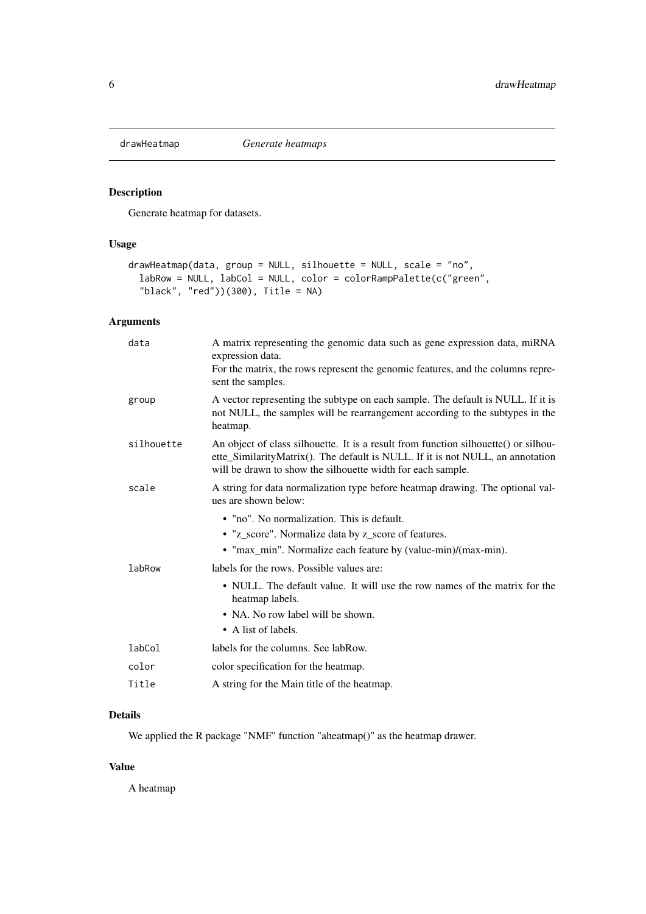# drawHeatmap *Generate heatmaps*

## Description

Generate heatmap for datasets.

## Usage

```
drawHeatmap(data, group = NULL, silhouette = NULL, scale = "no",
  labRow = NULL, labCol = NULL, color = colorRampPalette(c("green",
  "black", "red"))(300), Title = NA)
```

## Arguments

| | |
|---|---|
| data | A matrix representing the genomic data such as gene expression data, miRNA expression data.<br>For the matrix, the rows represent the genomic features, and the columns represent the samples. |
| group | A vector representing the subtype on each sample. The default is NULL. If it is not NULL, the samples will be rearrangement according to the subtypes in the heatmap. |
| silhouette | An object of class silhouette. It is a result from function silhouette() or silhouette_SimilarityMatrix(). The default is NULL. If it is not NULL, an annotation will be drawn to show the silhouette width for each sample. |
| scale | A string for data normalization type before heatmap drawing. The optional values are shown below:<br>• "no". No normalization. This is default.<br>• "z_score". Normalize data by z_score of features.<br>• "max_min". Normalize each feature by (value-min)/(max-min). |
| labRow | labels for the rows. Possible values are:<br>• NULL. The default value. It will use the row names of the matrix for the heatmap labels.<br>• NA. No row label will be shown.<br>• A list of labels. |
| labCol | labels for the columns. See labRow. |
| color | color specification for the heatmap. |
| Title | A string for the Main title of the heatmap. |

## Details

We applied the R package "NMF" function "aheatmap()" as the heatmap drawer.

## Value

A heatmap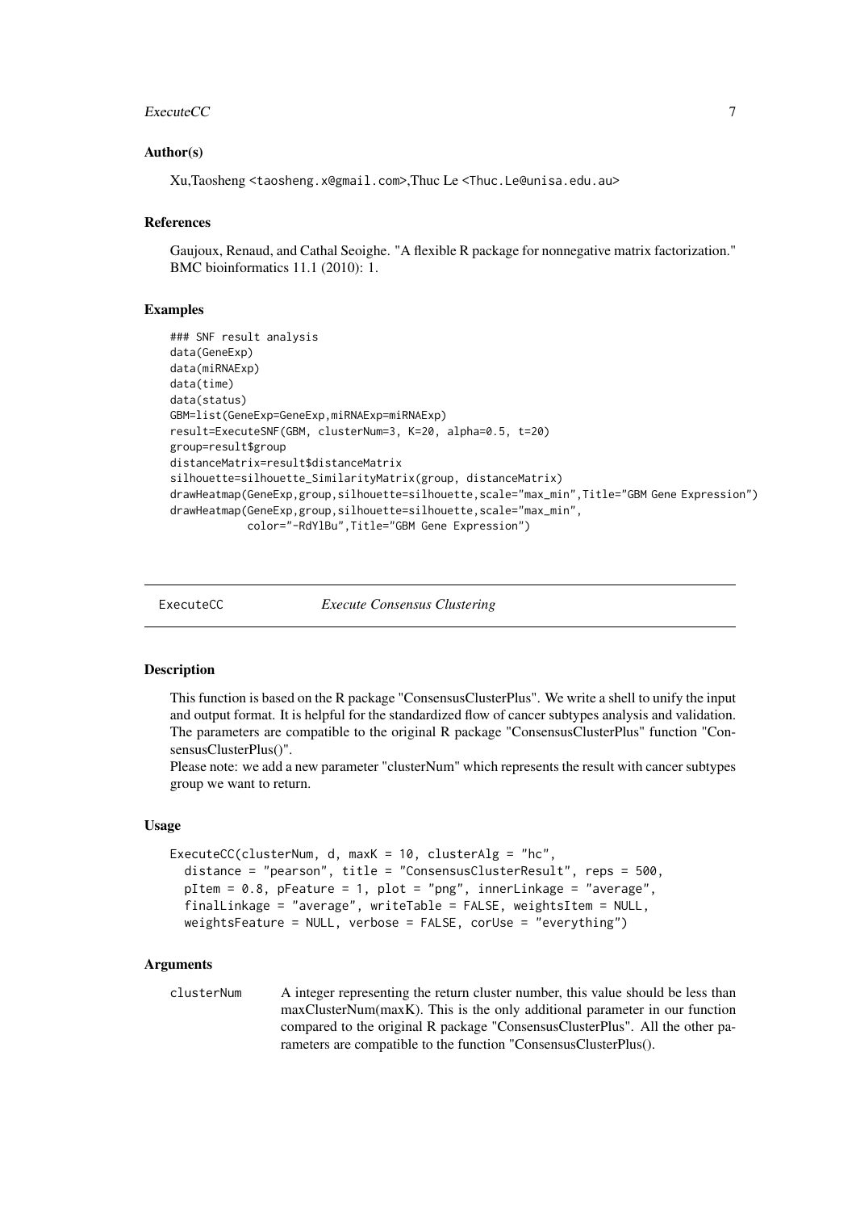### Author(s)

Xu,Taosheng <taosheng.x@gmail.com>,Thuc Le <Thuc.Le@unisa.edu.au>

### References

Gaujoux, Renaud, and Cathal Seoighe. "A flexible R package for nonnegative matrix factorization." BMC bioinformatics 11.1 (2010): 1.

### Examples

```
### SNF result analysis
data(GeneExp)
data(miRNAExp)
data(time)
data(status)
GBM=list(GeneExp=GeneExp,miRNAExp=miRNAExp)
result=ExecuteSNF(GBM, clusterNum=3, K=20, alpha=0.5, t=20)
group=result$group
distanceMatrix=result$distanceMatrix
silhouette=silhouette_SimilarityMatrix(group, distanceMatrix)
drawHeatmap(GeneExp,group,silhouette=silhouette,scale="max_min",Title="GBM Gene Expression")
drawHeatmap(GeneExp,group,silhouette=silhouette,scale="max_min",
            color="-RdYlBu",Title="GBM Gene Expression")
```

---

## ExecuteCC *Execute Consensus Clustering*

### Description

This function is based on the R package "ConsensusClusterPlus". We write a shell to unify the input and output format. It is helpful for the standardized flow of cancer subtypes analysis and validation. The parameters are compatible to the original R package "ConsensusClusterPlus" function "ConsensusClusterPlus()".
Please note: we add a new parameter "clusterNum" which represents the result with cancer subtypes group we want to return.

### Usage

```
ExecuteCC(clusterNum, d, maxK = 10, clusterAlg = "hc",
  distance = "pearson", title = "ConsensusClusterResult", reps = 500,
  pItem = 0.8, pFeature = 1, plot = "png", innerLinkage = "average",
  finalLinkage = "average", writeTable = FALSE, weightsItem = NULL,
  weightsFeature = NULL, verbose = FALSE, corUse = "everything")
```

### Arguments

| | |
|---|---|
| clusterNum | A integer representing the return cluster number, this value should be less than maxClusterNum(maxK). This is the only additional parameter in our function compared to the original R package "ConsensusClusterPlus". All the other parameters are compatible to the function "ConsensusClusterPlus(). |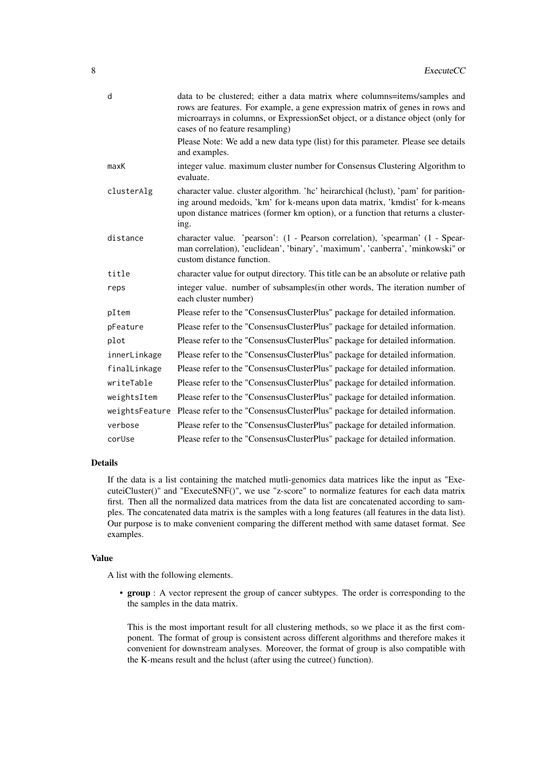| | |
|---|---|
| d | data to be clustered; either a data matrix where columns=items/samples and rows are features. For example, a gene expression matrix of genes in rows and microarrays in columns, or ExpressionSet object, or a distance object (only for cases of no feature resampling)<br><br>Please Note: We add a new data type (list) for this parameter. Please see details and examples. |
| maxK | integer value. maximum cluster number for Consensus Clustering Algorithm to evaluate. |
| clusterAlg | character value. cluster algorithm. 'hc' heirarchical (hclust), 'pam' for paritioning around medoids, 'km' for k-means upon data matrix, 'kmdist' for k-means upon distance matrices (former km option), or a function that returns a clustering. |
| distance | character value. 'pearson': (1 - Pearson correlation), 'spearman' (1 - Spearman correlation), 'euclidean', 'binary', 'maximum', 'canberra', 'minkowski" or custom distance function. |
| title | character value for output directory. This title can be an absolute or relative path |
| reps | integer value. number of subsamples(in other words, The iteration number of each cluster number) |
| pItem | Please refer to the "ConsensusClusterPlus" package for detailed information. |
| pFeature | Please refer to the "ConsensusClusterPlus" package for detailed information. |
| plot | Please refer to the "ConsensusClusterPlus" package for detailed information. |
| innerLinkage | Please refer to the "ConsensusClusterPlus" package for detailed information. |
| finalLinkage | Please refer to the "ConsensusClusterPlus" package for detailed information. |
| writeTable | Please refer to the "ConsensusClusterPlus" package for detailed information. |
| weightsItem | Please refer to the "ConsensusClusterPlus" package for detailed information. |
| weightsFeature | Please refer to the "ConsensusClusterPlus" package for detailed information. |
| verbose | Please refer to the "ConsensusClusterPlus" package for detailed information. |
| corUse | Please refer to the "ConsensusClusterPlus" package for detailed information. |

## Details

If the data is a list containing the matched mutli-genomics data matrices like the input as "ExecuteiCluster()" and "ExecuteSNF()", we use "z-score" to normalize features for each data matrix first. Then all the normalized data matrices from the data list are concatenated according to samples. The concatenated data matrix is the samples with a long features (all features in the data list). Our purpose is to make convenient comparing the different method with same dataset format. See examples.

## Value

A list with the following elements.

- **group** : A vector represent the group of cancer subtypes. The order is corresponding to the the samples in the data matrix.

  This is the most important result for all clustering methods, so we place it as the first component. The format of group is consistent across different algorithms and therefore makes it convenient for downstream analyses. Moreover, the format of group is also compatible with the K-means result and the hclust (after using the cutree() function).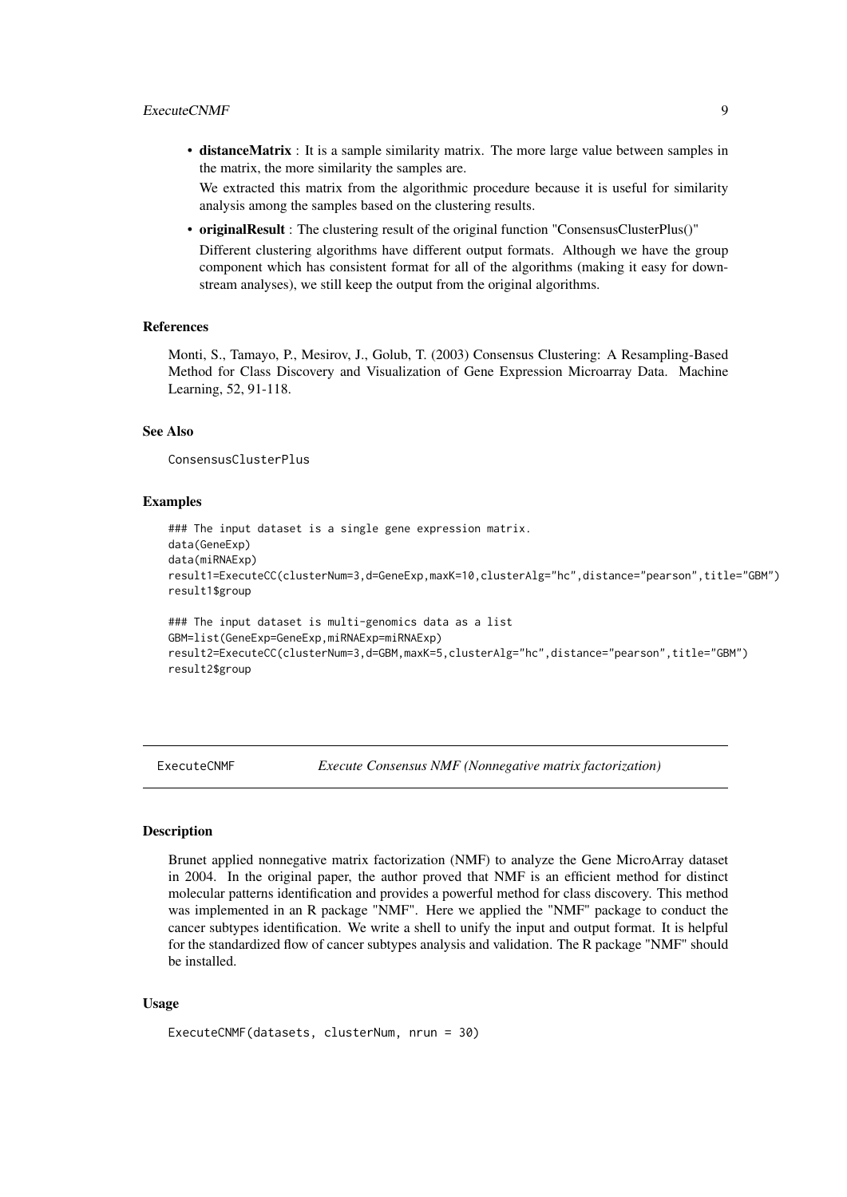- **distanceMatrix** : It is a sample similarity matrix. The more large value between samples in the matrix, the more similarity the samples are.

  We extracted this matrix from the algorithmic procedure because it is useful for similarity analysis among the samples based on the clustering results.

- **originalResult** : The clustering result of the original function "ConsensusClusterPlus()"

  Different clustering algorithms have different output formats. Although we have the group component which has consistent format for all of the algorithms (making it easy for downstream analyses), we still keep the output from the original algorithms.

### References

Monti, S., Tamayo, P., Mesirov, J., Golub, T. (2003) Consensus Clustering: A Resampling-Based Method for Class Discovery and Visualization of Gene Expression Microarray Data. Machine Learning, 52, 91-118.

### See Also

ConsensusClusterPlus

### Examples

```
### The input dataset is a single gene expression matrix.
data(GeneExp)
data(miRNAExp)
result1=ExecuteCC(clusterNum=3,d=GeneExp,maxK=10,clusterAlg="hc",distance="pearson",title="GBM")
result1$group

### The input dataset is multi-genomics data as a list
GBM=list(GeneExp=GeneExp,miRNAExp=miRNAExp)
result2=ExecuteCC(clusterNum=3,d=GBM,maxK=5,clusterAlg="hc",distance="pearson",title="GBM")
result2$group
```

## ExecuteCNMF — *Execute Consensus NMF (Nonnegative matrix factorization)*

### Description

Brunet applied nonnegative matrix factorization (NMF) to analyze the Gene MicroArray dataset in 2004. In the original paper, the author proved that NMF is an efficient method for distinct molecular patterns identification and provides a powerful method for class discovery. This method was implemented in an R package "NMF". Here we applied the "NMF" package to conduct the cancer subtypes identification. We write a shell to unify the input and output format. It is helpful for the standardized flow of cancer subtypes analysis and validation. The R package "NMF" should be installed.

### Usage

```
ExecuteCNMF(datasets, clusterNum, nrun = 30)
```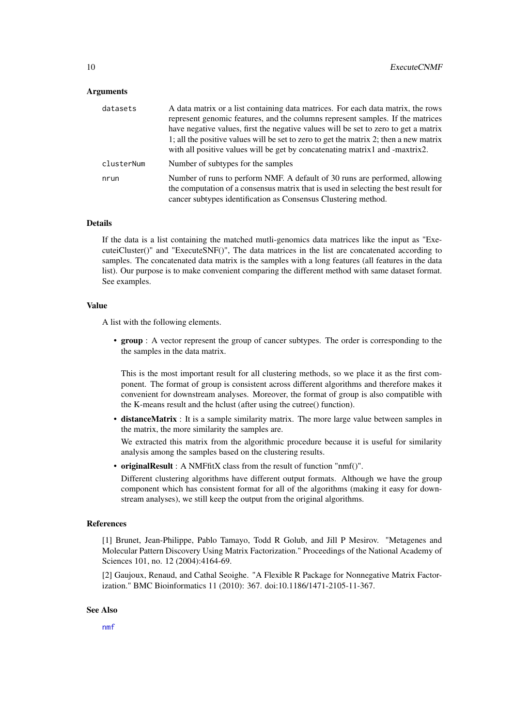### Arguments

| | |
|---|---|
| `datasets` | A data matrix or a list containing data matrices. For each data matrix, the rows represent genomic features, and the columns represent samples. If the matrices have negative values, first the negative values will be set to zero to get a matrix 1; all the positive values will be set to zero to get the matrix 2; then a new matrix with all positive values will be get by concatenating matrix1 and -maxtrix2. |
| `clusterNum` | Number of subtypes for the samples |
| `nrun` | Number of runs to perform NMF. A default of 30 runs are performed, allowing the computation of a consensus matrix that is used in selecting the best result for cancer subtypes identification as Consensus Clustering method. |

### Details

If the data is a list containing the matched mutli-genomics data matrices like the input as "ExecuteiCluster()" and "ExecuteSNF()", The data matrices in the list are concatenated according to samples. The concatenated data matrix is the samples with a long features (all features in the data list). Our purpose is to make convenient comparing the different method with same dataset format. See examples.

### Value

A list with the following elements.

- **group** : A vector represent the group of cancer subtypes. The order is corresponding to the the samples in the data matrix.

  This is the most important result for all clustering methods, so we place it as the first component. The format of group is consistent across different algorithms and therefore makes it convenient for downstream analyses. Moreover, the format of group is also compatible with the K-means result and the hclust (after using the cutree() function).

- **distanceMatrix** : It is a sample similarity matrix. The more large value between samples in the matrix, the more similarity the samples are.

  We extracted this matrix from the algorithmic procedure because it is useful for similarity analysis among the samples based on the clustering results.

- **originalResult** : A NMFfitX class from the result of function "nmf()".

  Different clustering algorithms have different output formats. Although we have the group component which has consistent format for all of the algorithms (making it easy for downstream analyses), we still keep the output from the original algorithms.

### References

[1] Brunet, Jean-Philippe, Pablo Tamayo, Todd R Golub, and Jill P Mesirov. "Metagenes and Molecular Pattern Discovery Using Matrix Factorization." Proceedings of the National Academy of Sciences 101, no. 12 (2004):4164-69.

[2] Gaujoux, Renaud, and Cathal Seoighe. "A Flexible R Package for Nonnegative Matrix Factorization." BMC Bioinformatics 11 (2010): 367. doi:10.1186/1471-2105-11-367.

### See Also

`nmf`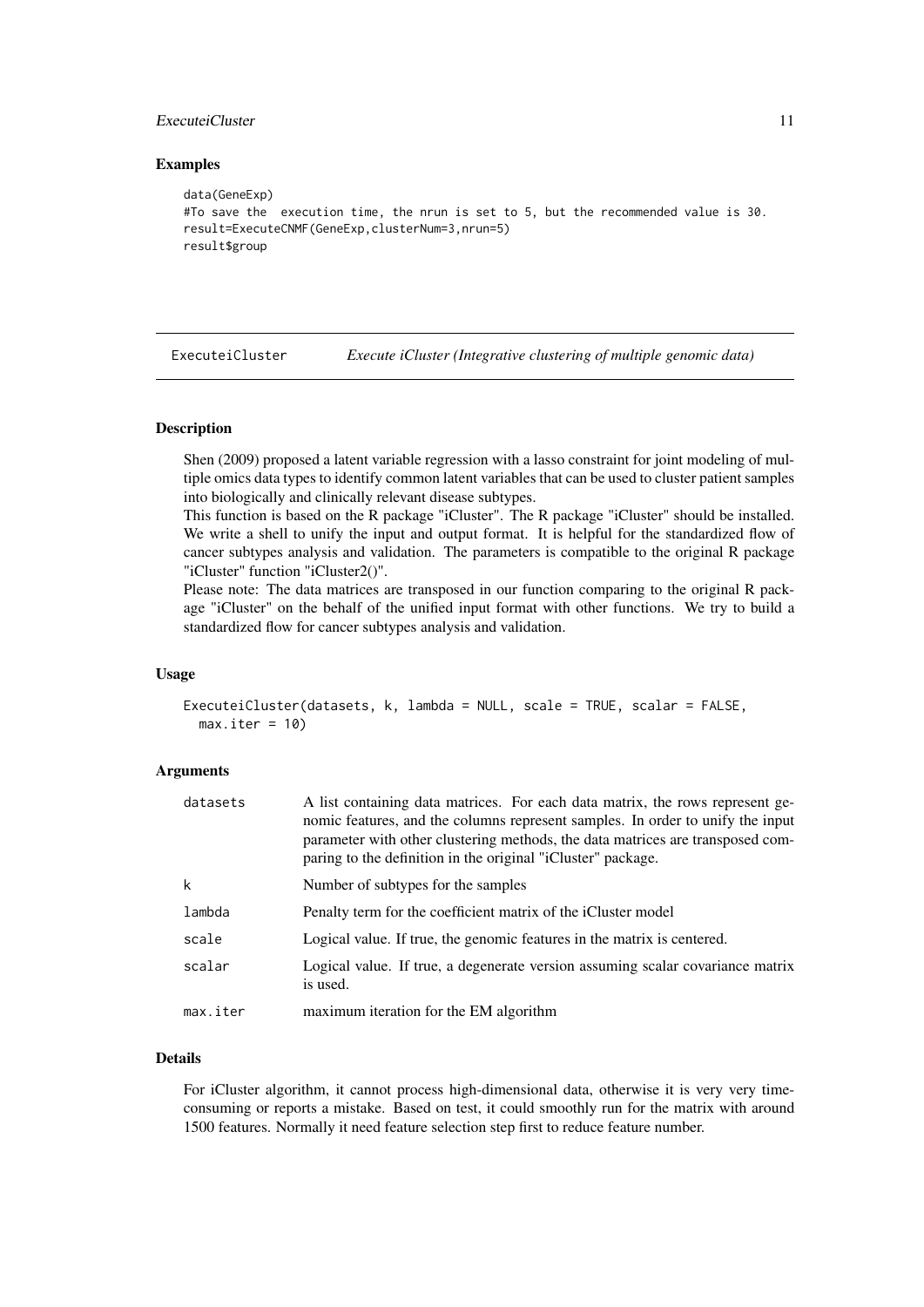### Examples

```
data(GeneExp)
#To save the  execution time, the nrun is set to 5, but the recommended value is 30.
result=ExecuteCNMF(GeneExp,clusterNum=3,nrun=5)
result$group
```

---

## ExecuteiCluster — *Execute iCluster (Integrative clustering of multiple genomic data)*

---

### Description

Shen (2009) proposed a latent variable regression with a lasso constraint for joint modeling of multiple omics data types to identify common latent variables that can be used to cluster patient samples into biologically and clinically relevant disease subtypes.
This function is based on the R package "iCluster". The R package "iCluster" should be installed. We write a shell to unify the input and output format. It is helpful for the standardized flow of cancer subtypes analysis and validation. The parameters is compatible to the original R package "iCluster" function "iCluster2()".
Please note: The data matrices are transposed in our function comparing to the original R package "iCluster" on the behalf of the unified input format with other functions. We try to build a standardized flow for cancer subtypes analysis and validation.

### Usage

```
ExecuteiCluster(datasets, k, lambda = NULL, scale = TRUE, scalar = FALSE,
  max.iter = 10)
```

### Arguments

| | |
|---|---|
| `datasets` | A list containing data matrices. For each data matrix, the rows represent genomic features, and the columns represent samples. In order to unify the input parameter with other clustering methods, the data matrices are transposed comparing to the definition in the original "iCluster" package. |
| `k` | Number of subtypes for the samples |
| `lambda` | Penalty term for the coefficient matrix of the iCluster model |
| `scale` | Logical value. If true, the genomic features in the matrix is centered. |
| `scalar` | Logical value. If true, a degenerate version assuming scalar covariance matrix is used. |
| `max.iter` | maximum iteration for the EM algorithm |

### Details

For iCluster algorithm, it cannot process high-dimensional data, otherwise it is very very time-consuming or reports a mistake. Based on test, it could smoothly run for the matrix with around 1500 features. Normally it need feature selection step first to reduce feature number.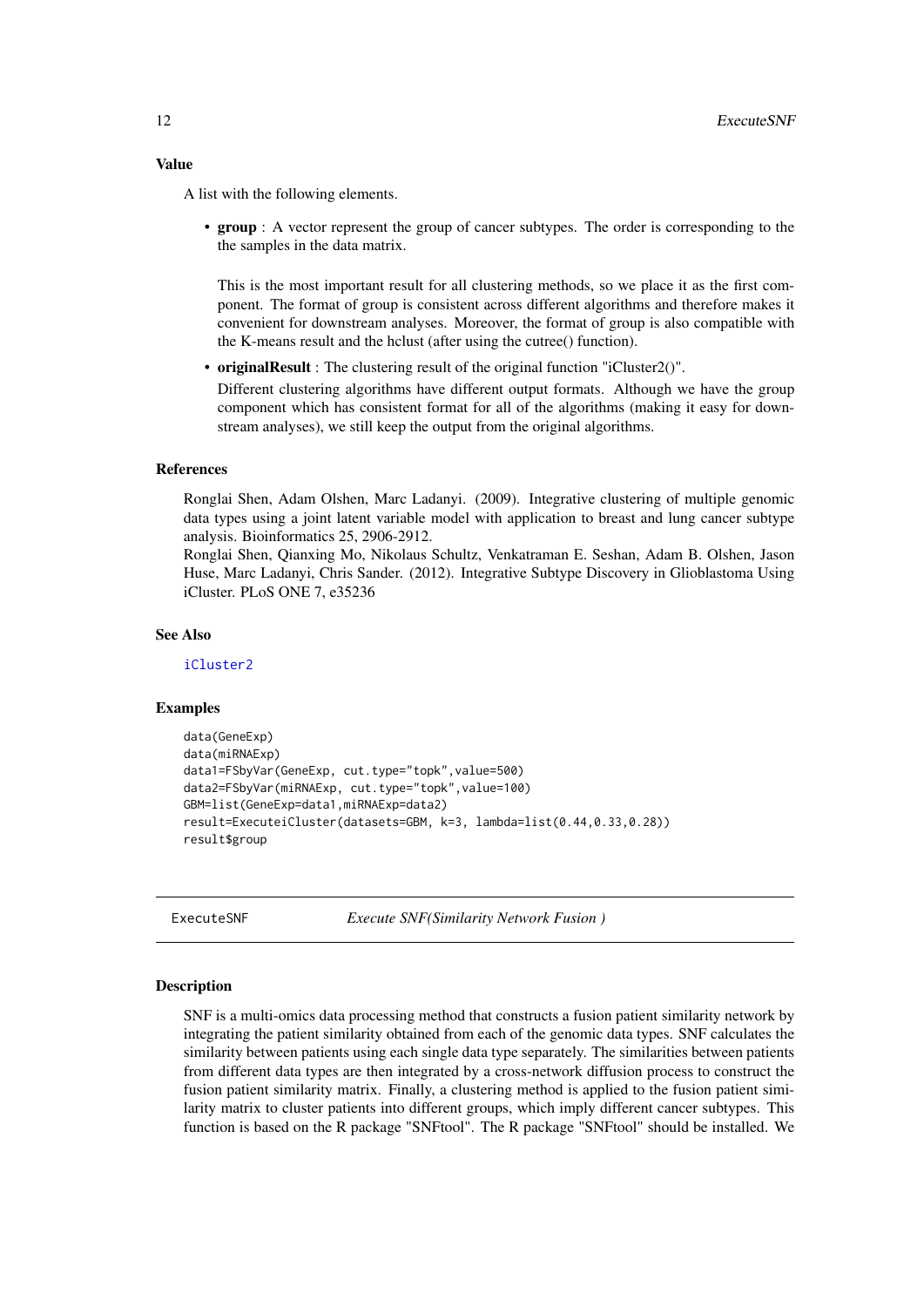### Value

A list with the following elements.

- **group** : A vector represent the group of cancer subtypes. The order is corresponding to the the samples in the data matrix.

  This is the most important result for all clustering methods, so we place it as the first component. The format of group is consistent across different algorithms and therefore makes it convenient for downstream analyses. Moreover, the format of group is also compatible with the K-means result and the hclust (after using the cutree() function).

- **originalResult** : The clustering result of the original function "iCluster2()".

  Different clustering algorithms have different output formats. Although we have the group component which has consistent format for all of the algorithms (making it easy for downstream analyses), we still keep the output from the original algorithms.

### References

Ronglai Shen, Adam Olshen, Marc Ladanyi. (2009). Integrative clustering of multiple genomic data types using a joint latent variable model with application to breast and lung cancer subtype analysis. Bioinformatics 25, 2906-2912.
Ronglai Shen, Qianxing Mo, Nikolaus Schultz, Venkatraman E. Seshan, Adam B. Olshen, Jason Huse, Marc Ladanyi, Chris Sander. (2012). Integrative Subtype Discovery in Glioblastoma Using iCluster. PLoS ONE 7, e35236

### See Also

iCluster2

### Examples

```
data(GeneExp)
data(miRNAExp)
data1=FSbyVar(GeneExp, cut.type="topk",value=500)
data2=FSbyVar(miRNAExp, cut.type="topk",value=100)
GBM=list(GeneExp=data1,miRNAExp=data2)
result=ExecuteiCluster(datasets=GBM, k=3, lambda=list(0.44,0.33,0.28))
result$group
```

---

## ExecuteSNF — *Execute SNF(Similarity Network Fusion )*

### Description

SNF is a multi-omics data processing method that constructs a fusion patient similarity network by integrating the patient similarity obtained from each of the genomic data types. SNF calculates the similarity between patients using each single data type separately. The similarities between patients from different data types are then integrated by a cross-network diffusion process to construct the fusion patient similarity matrix. Finally, a clustering method is applied to the fusion patient similarity matrix to cluster patients into different groups, which imply different cancer subtypes. This function is based on the R package "SNFtool". The R package "SNFtool" should be installed. We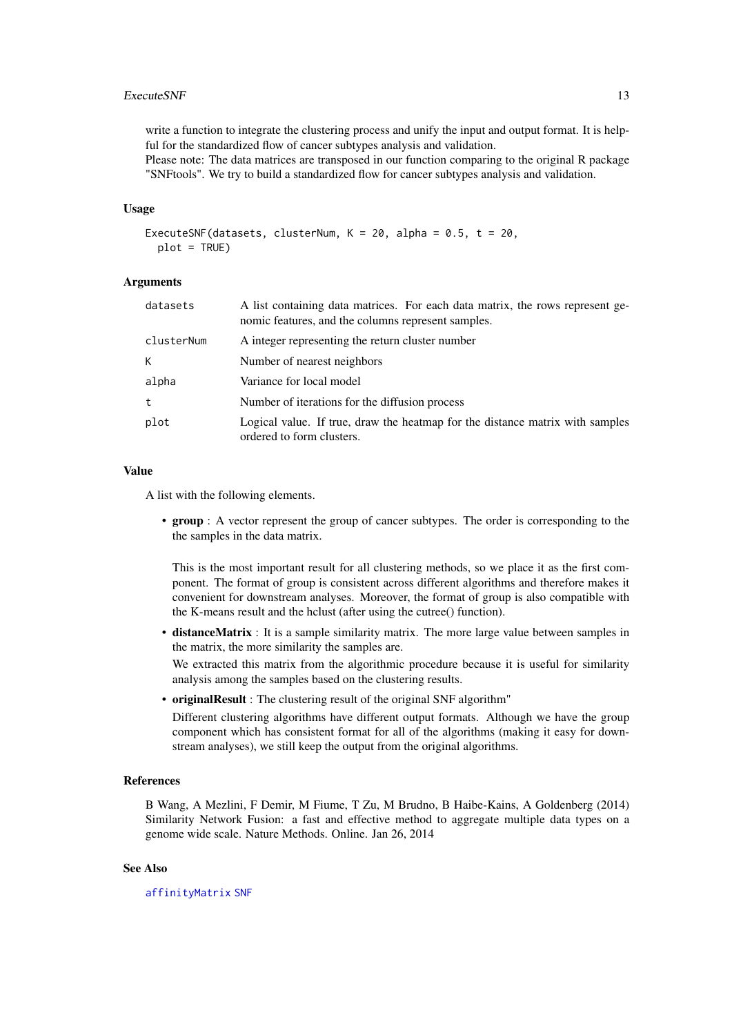write a function to integrate the clustering process and unify the input and output format. It is helpful for the standardized flow of cancer subtypes analysis and validation.
Please note: The data matrices are transposed in our function comparing to the original R package "SNFtools". We try to build a standardized flow for cancer subtypes analysis and validation.

### Usage

```
ExecuteSNF(datasets, clusterNum, K = 20, alpha = 0.5, t = 20,
  plot = TRUE)
```

### Arguments

| | |
|---|---|
| `datasets` | A list containing data matrices. For each data matrix, the rows represent genomic features, and the columns represent samples. |
| `clusterNum` | A integer representing the return cluster number |
| `K` | Number of nearest neighbors |
| `alpha` | Variance for local model |
| `t` | Number of iterations for the diffusion process |
| `plot` | Logical value. If true, draw the heatmap for the distance matrix with samples ordered to form clusters. |

### Value

A list with the following elements.

- **group** : A vector represent the group of cancer subtypes. The order is corresponding to the the samples in the data matrix.

  This is the most important result for all clustering methods, so we place it as the first component. The format of group is consistent across different algorithms and therefore makes it convenient for downstream analyses. Moreover, the format of group is also compatible with the K-means result and the hclust (after using the cutree() function).
- **distanceMatrix** : It is a sample similarity matrix. The more large value between samples in the matrix, the more similarity the samples are.
  We extracted this matrix from the algorithmic procedure because it is useful for similarity analysis among the samples based on the clustering results.
- **originalResult** : The clustering result of the original SNF algorithm"
  Different clustering algorithms have different output formats. Although we have the group component which has consistent format for all of the algorithms (making it easy for downstream analyses), we still keep the output from the original algorithms.

### References

B Wang, A Mezlini, F Demir, M Fiume, T Zu, M Brudno, B Haibe-Kains, A Goldenberg (2014) Similarity Network Fusion: a fast and effective method to aggregate multiple data types on a genome wide scale. Nature Methods. Online. Jan 26, 2014

### See Also

`affinityMatrix` `SNF`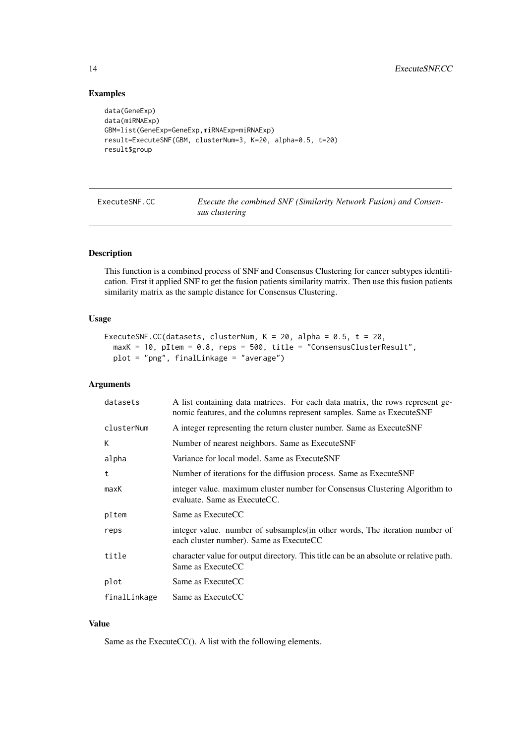### Examples

```
data(GeneExp)
data(miRNAExp)
GBM=list(GeneExp=GeneExp,miRNAExp=miRNAExp)
result=ExecuteSNF(GBM, clusterNum=3, K=20, alpha=0.5, t=20)
result$group
```

---

## ExecuteSNF.CC — *Execute the combined SNF (Similarity Network Fusion) and Consensus clustering*

---

### Description

This function is a combined process of SNF and Consensus Clustering for cancer subtypes identification. First it applied SNF to get the fusion patients similarity matrix. Then use this fusion patients similarity matrix as the sample distance for Consensus Clustering.

### Usage

```
ExecuteSNF.CC(datasets, clusterNum, K = 20, alpha = 0.5, t = 20,
  maxK = 10, pItem = 0.8, reps = 500, title = "ConsensusClusterResult",
  plot = "png", finalLinkage = "average")
```

### Arguments

| Argument | Description |
|---|---|
| `datasets` | A list containing data matrices. For each data matrix, the rows represent genomic features, and the columns represent samples. Same as ExecuteSNF |
| `clusterNum` | A integer representing the return cluster number. Same as ExecuteSNF |
| `K` | Number of nearest neighbors. Same as ExecuteSNF |
| `alpha` | Variance for local model. Same as ExecuteSNF |
| `t` | Number of iterations for the diffusion process. Same as ExecuteSNF |
| `maxK` | integer value. maximum cluster number for Consensus Clustering Algorithm to evaluate. Same as ExecuteCC. |
| `pItem` | Same as ExecuteCC |
| `reps` | integer value. number of subsamples(in other words, The iteration number of each cluster number). Same as ExecuteCC |
| `title` | character value for output directory. This title can be an absolute or relative path. Same as ExecuteCC |
| `plot` | Same as ExecuteCC |
| `finalLinkage` | Same as ExecuteCC |

### Value

Same as the ExecuteCC(). A list with the following elements.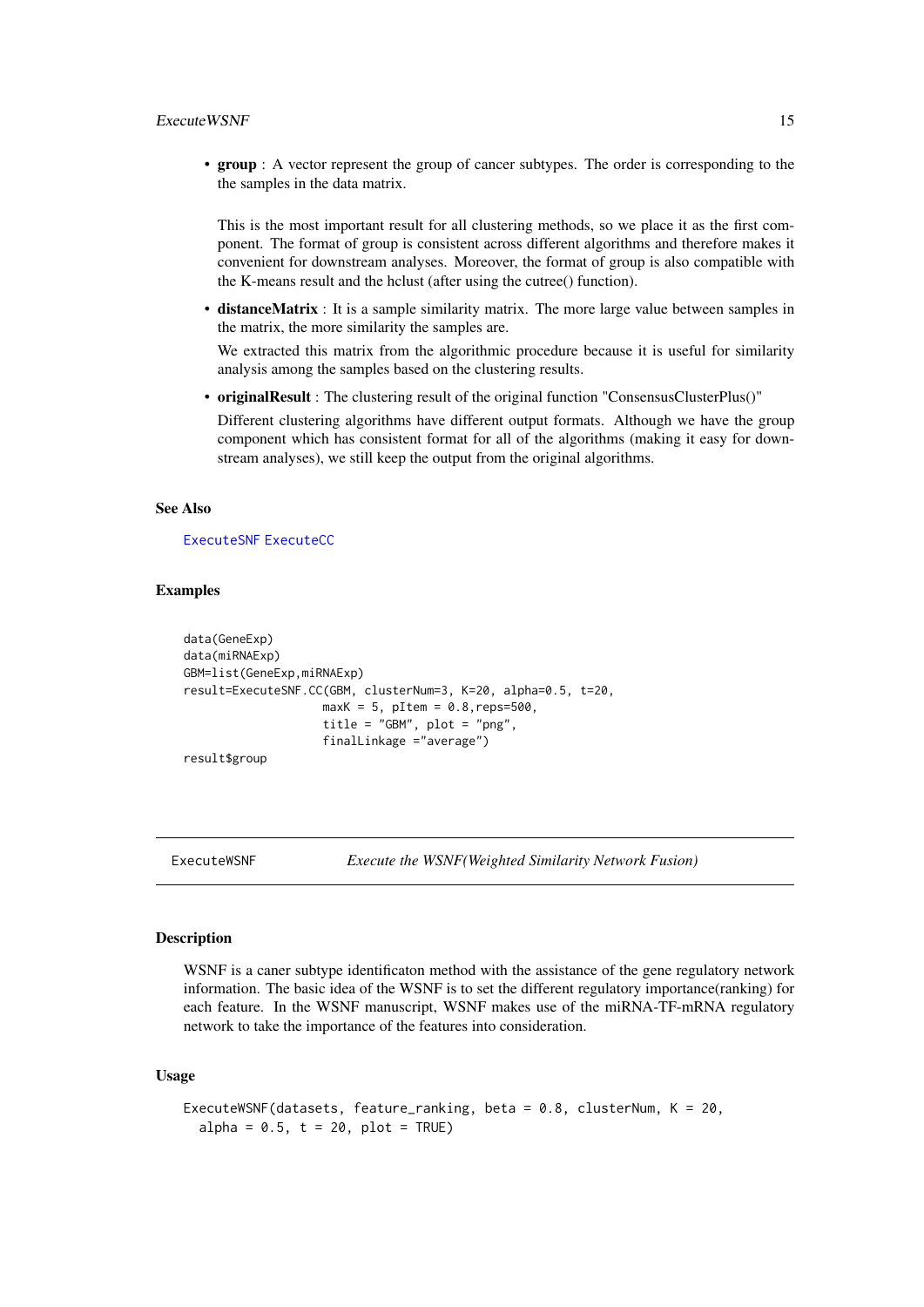- **group** : A vector represent the group of cancer subtypes. The order is corresponding to the the samples in the data matrix.

  This is the most important result for all clustering methods, so we place it as the first component. The format of group is consistent across different algorithms and therefore makes it convenient for downstream analyses. Moreover, the format of group is also compatible with the K-means result and the hclust (after using the cutree() function).

- **distanceMatrix** : It is a sample similarity matrix. The more large value between samples in the matrix, the more similarity the samples are.

  We extracted this matrix from the algorithmic procedure because it is useful for similarity analysis among the samples based on the clustering results.

- **originalResult** : The clustering result of the original function "ConsensusClusterPlus()"

  Different clustering algorithms have different output formats. Although we have the group component which has consistent format for all of the algorithms (making it easy for downstream analyses), we still keep the output from the original algorithms.

### See Also

ExecuteSNF ExecuteCC

### Examples

```
data(GeneExp)
data(miRNAExp)
GBM=list(GeneExp,miRNAExp)
result=ExecuteSNF.CC(GBM, clusterNum=3, K=20, alpha=0.5, t=20,
                  maxK = 5, pItem = 0.8,reps=500,
                  title = "GBM", plot = "png",
                  finalLinkage ="average")
result$group
```

---

## ExecuteWSNF *Execute the WSNF(Weighted Similarity Network Fusion)*

### Description

WSNF is a caner subtype identificaton method with the assistance of the gene regulatory network information. The basic idea of the WSNF is to set the different regulatory importance(ranking) for each feature. In the WSNF manuscript, WSNF makes use of the miRNA-TF-mRNA regulatory network to take the importance of the features into consideration.

### Usage

```
ExecuteWSNF(datasets, feature_ranking, beta = 0.8, clusterNum, K = 20,
  alpha = 0.5, t = 20, plot = TRUE)
```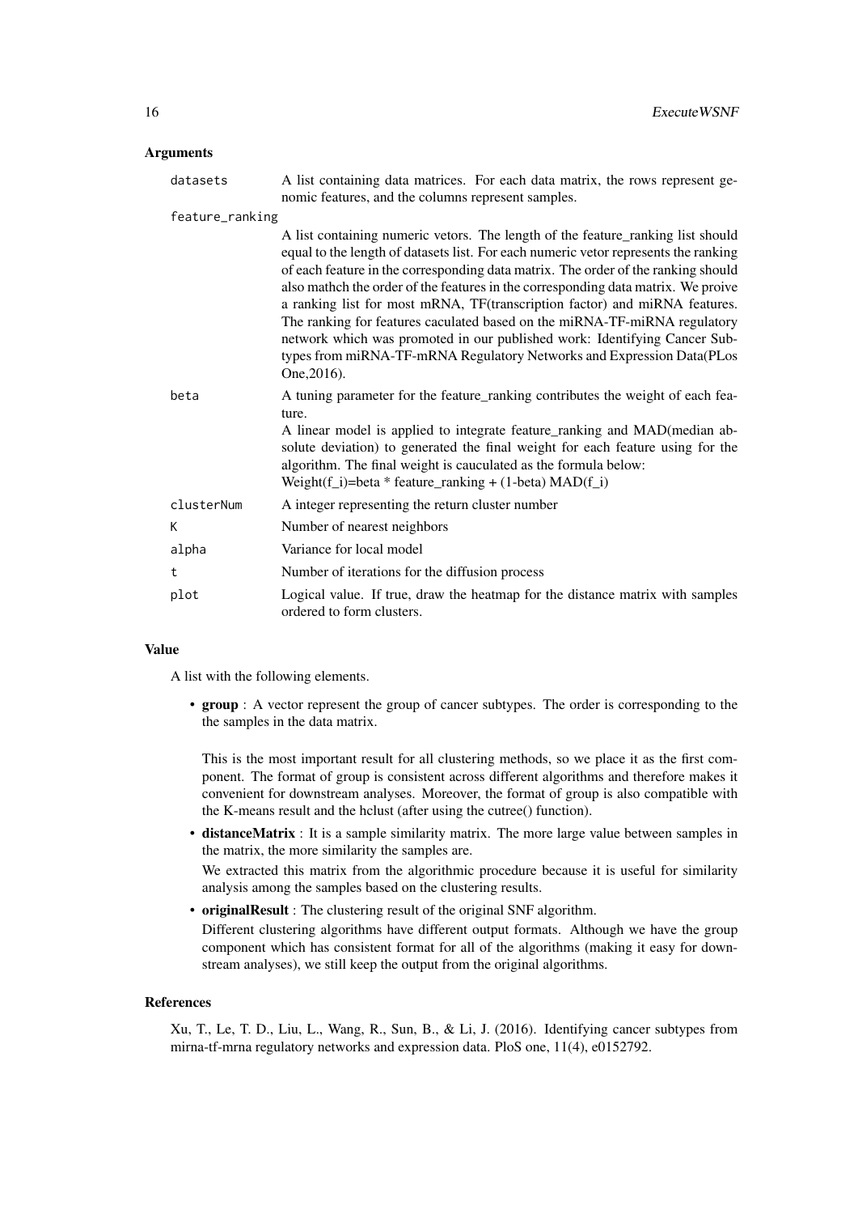### Arguments

| | |
|---|---|
| datasets | A list containing data matrices. For each data matrix, the rows represent genomic features, and the columns represent samples. |
| feature_ranking | A list containing numeric vetors. The length of the feature_ranking list should equal to the length of datasets list. For each numeric vetor represents the ranking of each feature in the corresponding data matrix. The order of the ranking should also mathch the order of the features in the corresponding data matrix. We proive a ranking list for most mRNA, TF(transcription factor) and miRNA features. The ranking for features caculated based on the miRNA-TF-miRNA regulatory network which was promoted in our published work: Identifying Cancer Subtypes from miRNA-TF-mRNA Regulatory Networks and Expression Data(PLos One,2016). |
| beta | A tuning parameter for the feature_ranking contributes the weight of each feature. A linear model is applied to integrate feature_ranking and MAD(median absolute deviation) to generated the final weight for each feature using for the algorithm. The final weight is cauculated as the formula below: Weight(f_i)=beta * feature_ranking + (1-beta) MAD(f_i) |
| clusterNum | A integer representing the return cluster number |
| K | Number of nearest neighbors |
| alpha | Variance for local model |
| t | Number of iterations for the diffusion process |
| plot | Logical value. If true, draw the heatmap for the distance matrix with samples ordered to form clusters. |

### Value

A list with the following elements.

- **group** : A vector represent the group of cancer subtypes. The order is corresponding to the the samples in the data matrix.

  This is the most important result for all clustering methods, so we place it as the first component. The format of group is consistent across different algorithms and therefore makes it convenient for downstream analyses. Moreover, the format of group is also compatible with the K-means result and the hclust (after using the cutree() function).

- **distanceMatrix** : It is a sample similarity matrix. The more large value between samples in the matrix, the more similarity the samples are.

  We extracted this matrix from the algorithmic procedure because it is useful for similarity analysis among the samples based on the clustering results.

- **originalResult** : The clustering result of the original SNF algorithm.

  Different clustering algorithms have different output formats. Although we have the group component which has consistent format for all of the algorithms (making it easy for downstream analyses), we still keep the output from the original algorithms.

### References

Xu, T., Le, T. D., Liu, L., Wang, R., Sun, B., & Li, J. (2016). Identifying cancer subtypes from mirna-tf-mrna regulatory networks and expression data. PloS one, 11(4), e0152792.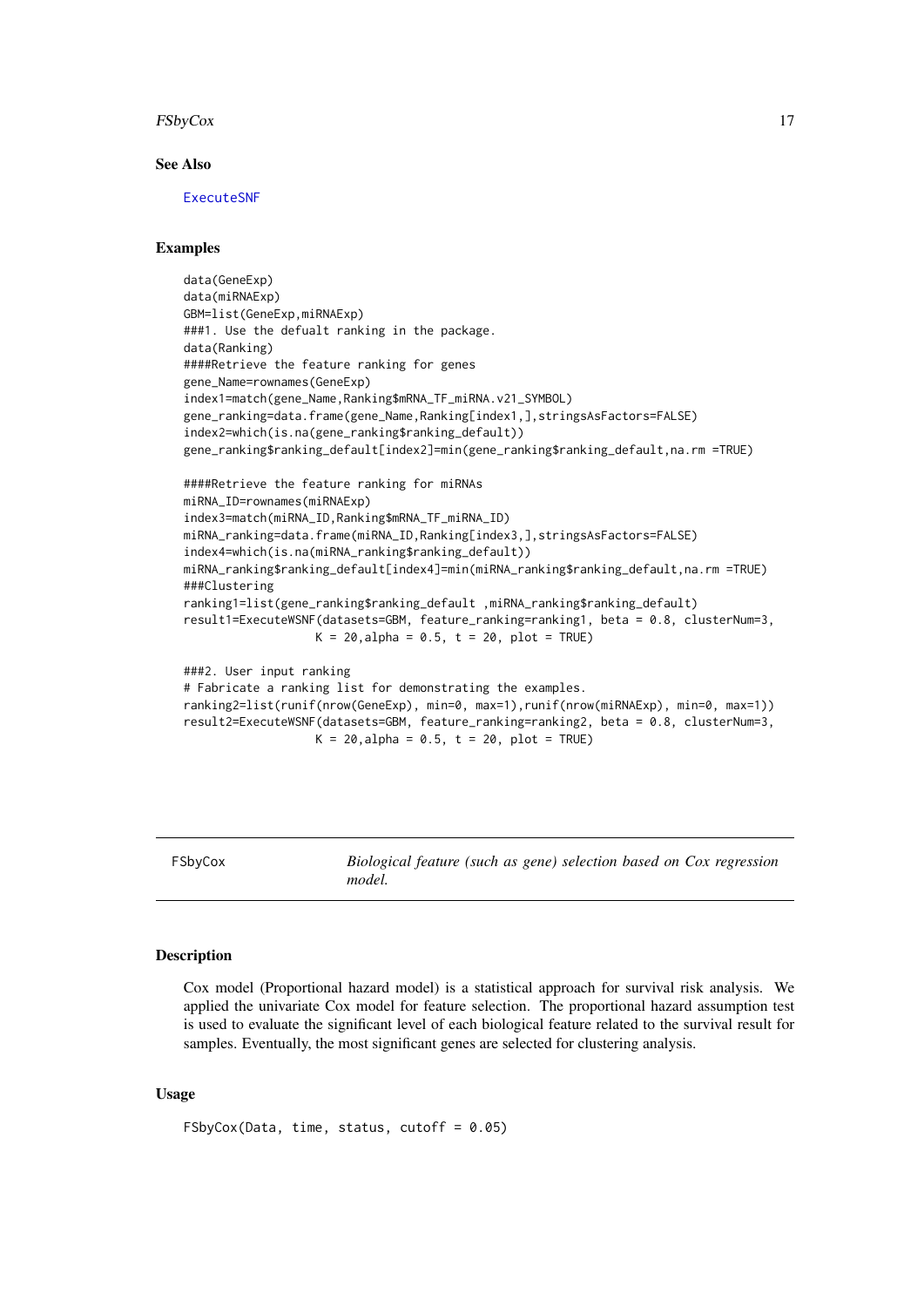## See Also

ExecuteSNF

## Examples

```
data(GeneExp)
data(miRNAExp)
GBM=list(GeneExp,miRNAExp)
###1. Use the defualt ranking in the package.
data(Ranking)
####Retrieve the feature ranking for genes
gene_Name=rownames(GeneExp)
index1=match(gene_Name,Ranking$mRNA_TF_miRNA.v21_SYMBOL)
gene_ranking=data.frame(gene_Name,Ranking[index1,],stringsAsFactors=FALSE)
index2=which(is.na(gene_ranking$ranking_default))
gene_ranking$ranking_default[index2]=min(gene_ranking$ranking_default,na.rm =TRUE)

####Retrieve the feature ranking for miRNAs
miRNA_ID=rownames(miRNAExp)
index3=match(miRNA_ID,Ranking$mRNA_TF_miRNA_ID)
miRNA_ranking=data.frame(miRNA_ID,Ranking[index3,],stringsAsFactors=FALSE)
index4=which(is.na(miRNA_ranking$ranking_default))
miRNA_ranking$ranking_default[index4]=min(miRNA_ranking$ranking_default,na.rm =TRUE)
###Clustering
ranking1=list(gene_ranking$ranking_default ,miRNA_ranking$ranking_default)
result1=ExecuteWSNF(datasets=GBM, feature_ranking=ranking1, beta = 0.8, clusterNum=3,
                    K = 20,alpha = 0.5, t = 20, plot = TRUE)

###2. User input ranking
# Fabricate a ranking list for demonstrating the examples.
ranking2=list(runif(nrow(GeneExp), min=0, max=1),runif(nrow(miRNAExp), min=0, max=1))
result2=ExecuteWSNF(datasets=GBM, feature_ranking=ranking2, beta = 0.8, clusterNum=3,
                    K = 20,alpha = 0.5, t = 20, plot = TRUE)
```

---

# FSbyCox — *Biological feature (such as gene) selection based on Cox regression model.*

## Description

Cox model (Proportional hazard model) is a statistical approach for survival risk analysis. We applied the univariate Cox model for feature selection. The proportional hazard assumption test is used to evaluate the significant level of each biological feature related to the survival result for samples. Eventually, the most significant genes are selected for clustering analysis.

## Usage

```
FSbyCox(Data, time, status, cutoff = 0.05)
```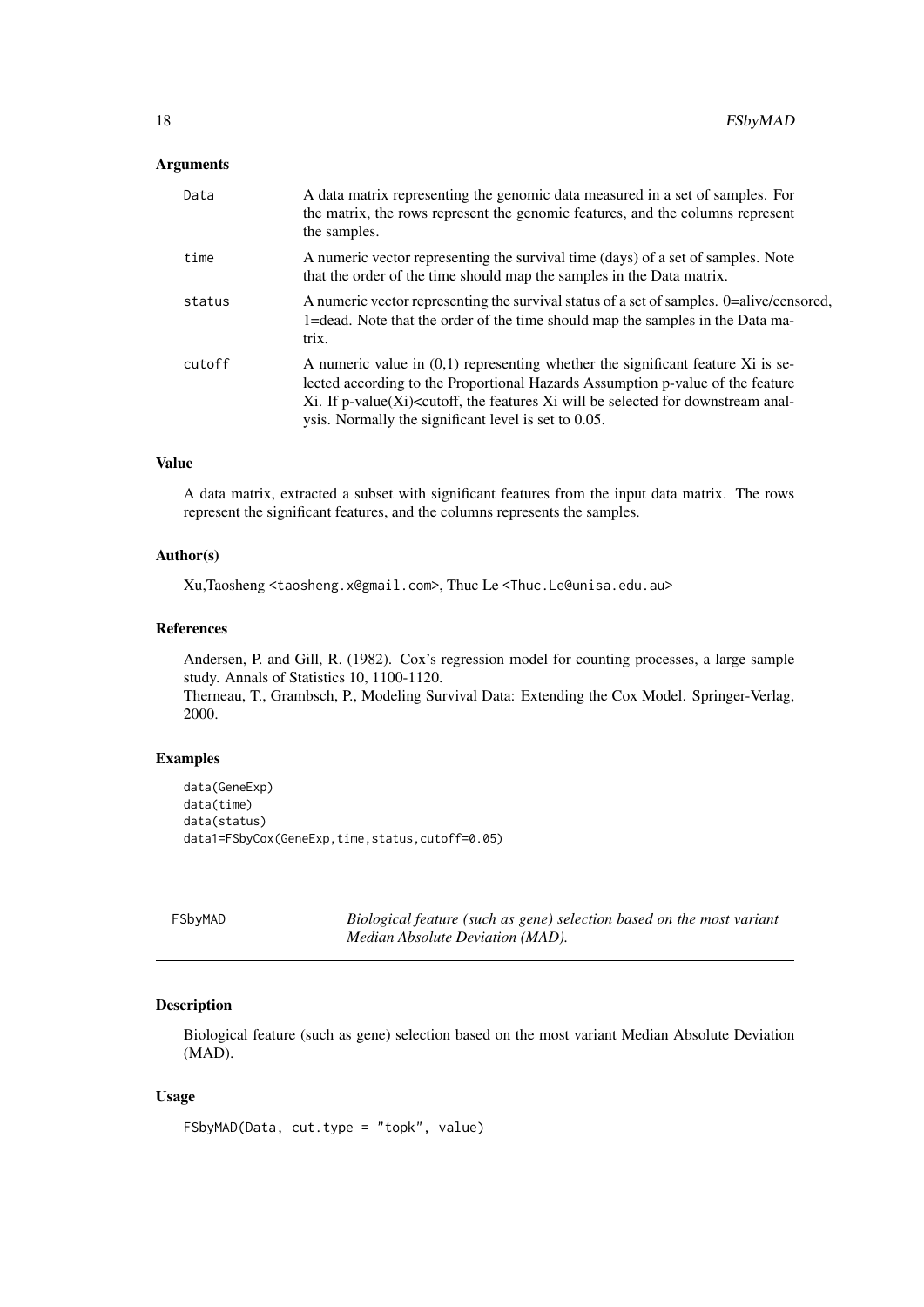### Arguments

| | |
|---|---|
| Data | A data matrix representing the genomic data measured in a set of samples. For the matrix, the rows represent the genomic features, and the columns represent the samples. |
| time | A numeric vector representing the survival time (days) of a set of samples. Note that the order of the time should map the samples in the Data matrix. |
| status | A numeric vector representing the survival status of a set of samples. 0=alive/censored, 1=dead. Note that the order of the time should map the samples in the Data matrix. |
| cutoff | A numeric value in (0,1) representing whether the significant feature Xi is selected according to the Proportional Hazards Assumption p-value of the feature Xi. If p-value(Xi)<cutoff, the features Xi will be selected for downstream analysis. Normally the significant level is set to 0.05. |

### Value

A data matrix, extracted a subset with significant features from the input data matrix. The rows represent the significant features, and the columns represents the samples.

### Author(s)

Xu,Taosheng <taosheng.x@gmail.com>, Thuc Le <Thuc.Le@unisa.edu.au>

### References

Andersen, P. and Gill, R. (1982). Cox's regression model for counting processes, a large sample study. Annals of Statistics 10, 1100-1120.
Therneau, T., Grambsch, P., Modeling Survival Data: Extending the Cox Model. Springer-Verlag, 2000.

### Examples

```
data(GeneExp)
data(time)
data(status)
data1=FSbyCox(GeneExp,time,status,cutoff=0.05)
```

---

## FSbyMAD

*Biological feature (such as gene) selection based on the most variant Median Absolute Deviation (MAD).*

---

### Description

Biological feature (such as gene) selection based on the most variant Median Absolute Deviation (MAD).

### Usage

```
FSbyMAD(Data, cut.type = "topk", value)
```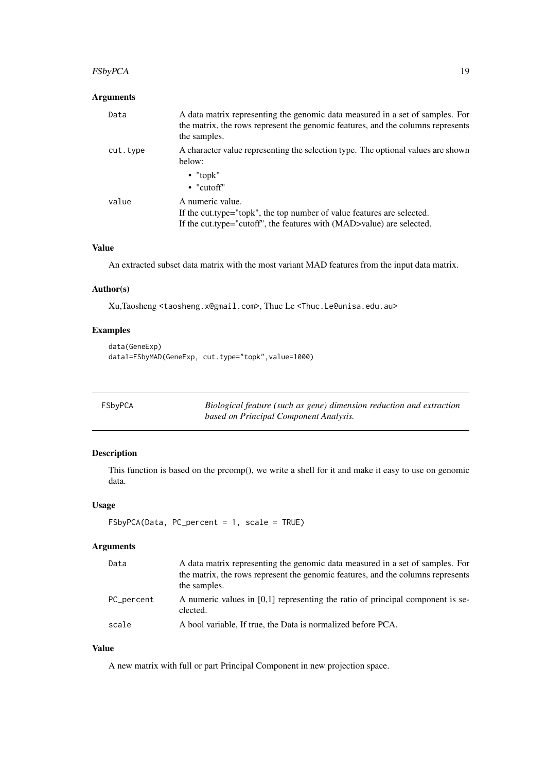### Arguments

| | |
|---|---|
| Data | A data matrix representing the genomic data measured in a set of samples. For the matrix, the rows represent the genomic features, and the columns represents the samples. |
| cut.type | A character value representing the selection type. The optional values are shown below:<br>• "topk"<br>• "cutoff" |
| value | A numeric value.<br>If the cut.type="topk", the top number of value features are selected.<br>If the cut.type="cutoff", the features with (MAD>value) are selected. |

### Value

An extracted subset data matrix with the most variant MAD features from the input data matrix.

### Author(s)

Xu,Taosheng <taosheng.x@gmail.com>, Thuc Le <Thuc.Le@unisa.edu.au>

### Examples

```
data(GeneExp)
data1=FSbyMAD(GeneExp, cut.type="topk",value=1000)
```

---

## FSbyPCA — *Biological feature (such as gene) dimension reduction and extraction based on Principal Component Analysis.*

### Description

This function is based on the prcomp(), we write a shell for it and make it easy to use on genomic data.

### Usage

```
FSbyPCA(Data, PC_percent = 1, scale = TRUE)
```

### Arguments

| | |
|---|---|
| Data | A data matrix representing the genomic data measured in a set of samples. For the matrix, the rows represent the genomic features, and the columns represents the samples. |
| PC_percent | A numeric values in [0,1] representing the ratio of principal component is seclected. |
| scale | A bool variable, If true, the Data is normalized before PCA. |

### Value

A new matrix with full or part Principal Component in new projection space.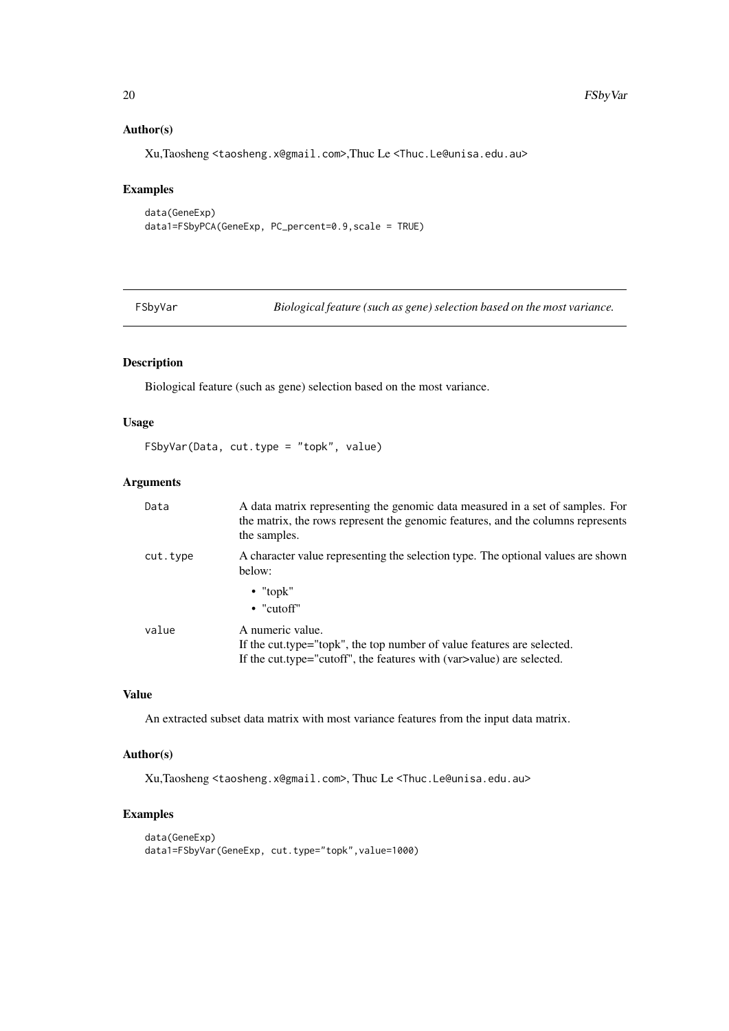### Author(s)

Xu,Taosheng <taosheng.x@gmail.com>,Thuc Le <Thuc.Le@unisa.edu.au>

### Examples

```
data(GeneExp)
data1=FSbyPCA(GeneExp, PC_percent=0.9,scale = TRUE)
```

---

## FSbyVar — *Biological feature (such as gene) selection based on the most variance.*

---

### Description

Biological feature (such as gene) selection based on the most variance.

### Usage

```
FSbyVar(Data, cut.type = "topk", value)
```

### Arguments

| | |
|---|---|
| `Data` | A data matrix representing the genomic data measured in a set of samples. For the matrix, the rows represent the genomic features, and the columns represents the samples. |
| `cut.type` | A character value representing the selection type. The optional values are shown below: <br>• "topk" <br>• "cutoff" |
| `value` | A numeric value. <br>If the cut.type="topk", the top number of value features are selected. <br>If the cut.type="cutoff", the features with (var>value) are selected. |

### Value

An extracted subset data matrix with most variance features from the input data matrix.

### Author(s)

Xu,Taosheng <taosheng.x@gmail.com>, Thuc Le <Thuc.Le@unisa.edu.au>

### Examples

```
data(GeneExp)
data1=FSbyVar(GeneExp, cut.type="topk",value=1000)
```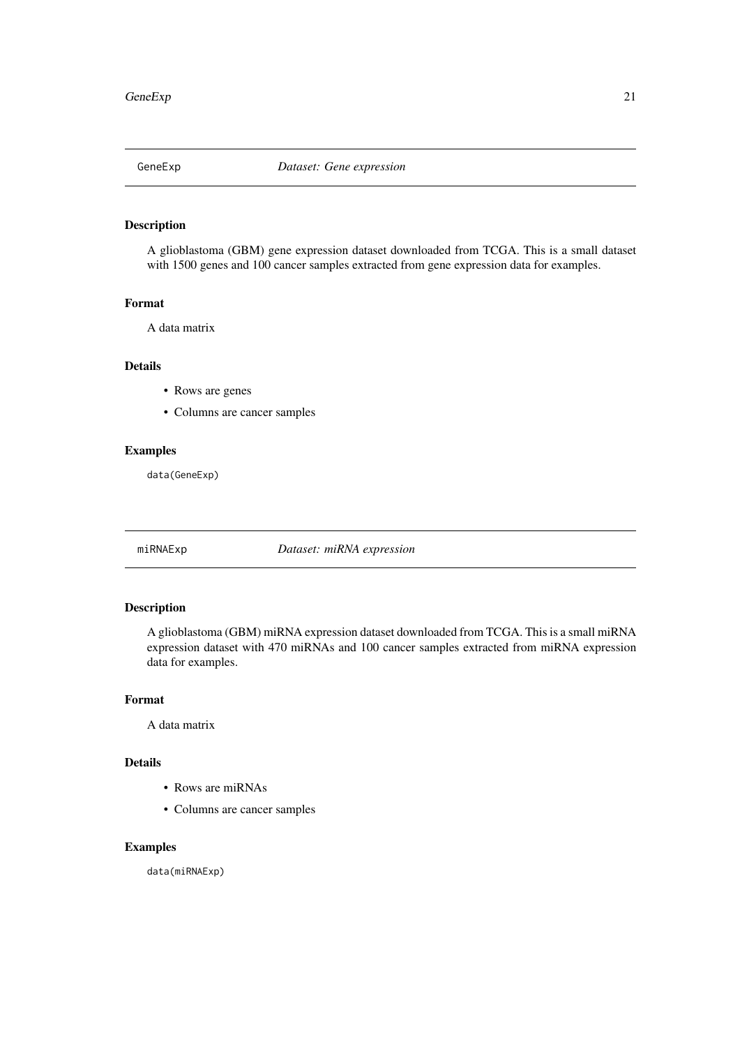## GeneExp — *Dataset: Gene expression*

### Description

A glioblastoma (GBM) gene expression dataset downloaded from TCGA. This is a small dataset with 1500 genes and 100 cancer samples extracted from gene expression data for examples.

### Format

A data matrix

### Details

- Rows are genes
- Columns are cancer samples

### Examples

```
data(GeneExp)
```

## miRNAExp — *Dataset: miRNA expression*

### Description

A glioblastoma (GBM) miRNA expression dataset downloaded from TCGA. This is a small miRNA expression dataset with 470 miRNAs and 100 cancer samples extracted from miRNA expression data for examples.

### Format

A data matrix

### Details

- Rows are miRNAs
- Columns are cancer samples

### Examples

```
data(miRNAExp)
```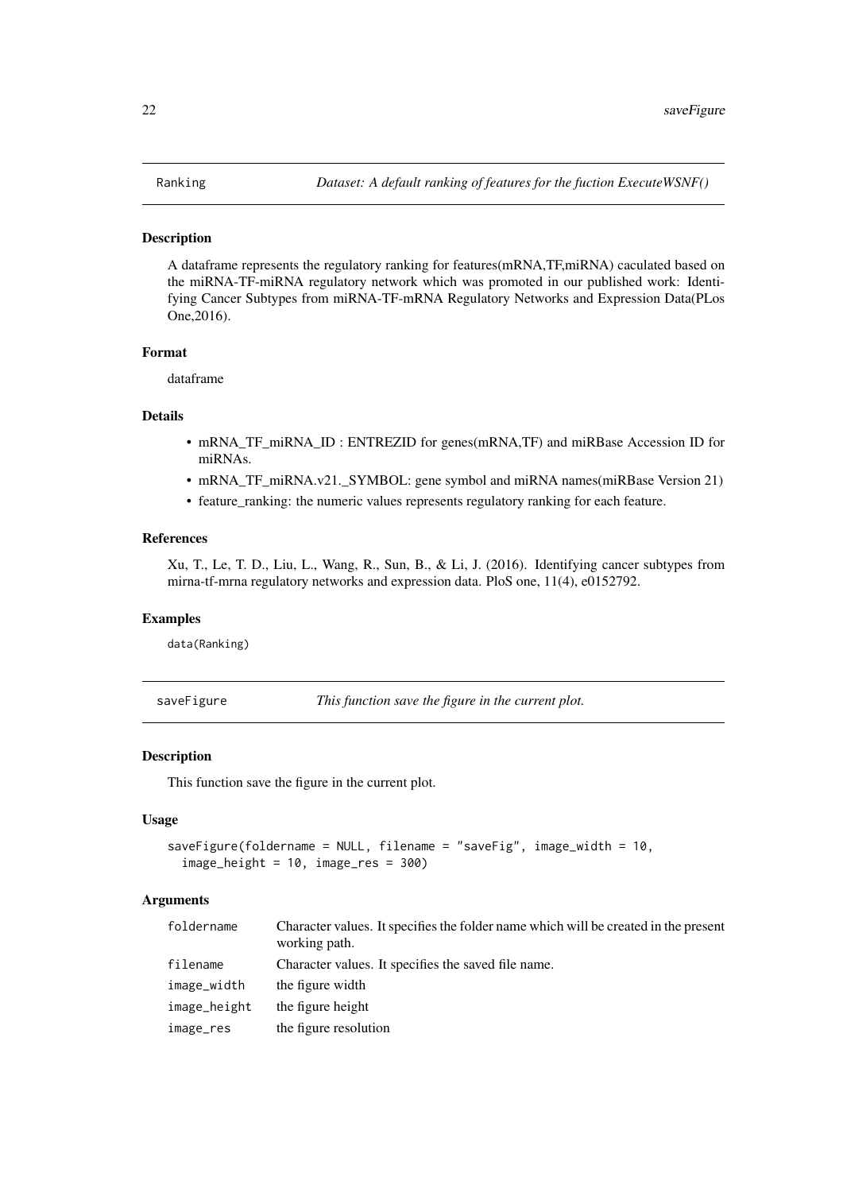## Ranking — *Dataset: A default ranking of features for the fuction ExecuteWSNF()*

### Description

A dataframe represents the regulatory ranking for features(mRNA,TF,miRNA) caculated based on the miRNA-TF-miRNA regulatory network which was promoted in our published work: Identifying Cancer Subtypes from miRNA-TF-mRNA Regulatory Networks and Expression Data(PLos One,2016).

### Format

dataframe

### Details

- mRNA_TF_miRNA_ID : ENTREZID for genes(mRNA,TF) and miRBase Accession ID for miRNAs.
- mRNA_TF_miRNA.v21._SYMBOL: gene symbol and miRNA names(miRBase Version 21)
- feature_ranking: the numeric values represents regulatory ranking for each feature.

### References

Xu, T., Le, T. D., Liu, L., Wang, R., Sun, B., & Li, J. (2016). Identifying cancer subtypes from mirna-tf-mrna regulatory networks and expression data. PloS one, 11(4), e0152792.

### Examples

```
data(Ranking)
```

## saveFigure — *This function save the figure in the current plot.*

### Description

This function save the figure in the current plot.

### Usage

```
saveFigure(foldername = NULL, filename = "saveFig", image_width = 10,
  image_height = 10, image_res = 300)
```

### Arguments

| Argument | Description |
|---|---|
| foldername | Character values. It specifies the folder name which will be created in the present working path. |
| filename | Character values. It specifies the saved file name. |
| image_width | the figure width |
| image_height | the figure height |
| image_res | the figure resolution |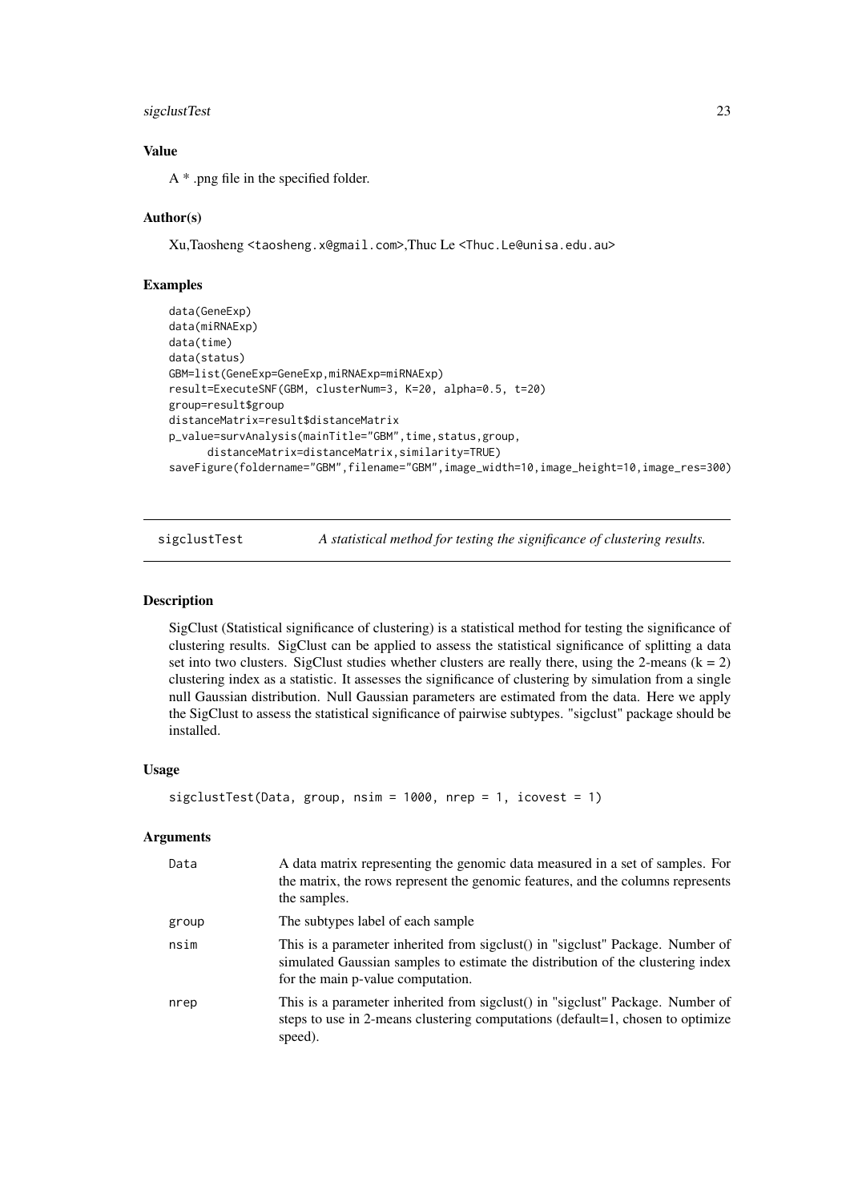### Value

A * .png file in the specified folder.

### Author(s)

Xu,Taosheng <taosheng.x@gmail.com>,Thuc Le <Thuc.Le@unisa.edu.au>

### Examples

```
data(GeneExp)
data(miRNAExp)
data(time)
data(status)
GBM=list(GeneExp=GeneExp,miRNAExp=miRNAExp)
result=ExecuteSNF(GBM, clusterNum=3, K=20, alpha=0.5, t=20)
group=result$group
distanceMatrix=result$distanceMatrix
p_value=survAnalysis(mainTitle="GBM",time,status,group,
      distanceMatrix=distanceMatrix,similarity=TRUE)
saveFigure(foldername="GBM",filename="GBM",image_width=10,image_height=10,image_res=300)
```

---

## sigclustTest *A statistical method for testing the significance of clustering results.*

### Description

SigClust (Statistical significance of clustering) is a statistical method for testing the significance of clustering results. SigClust can be applied to assess the statistical significance of splitting a data set into two clusters. SigClust studies whether clusters are really there, using the 2-means (k = 2) clustering index as a statistic. It assesses the significance of clustering by simulation from a single null Gaussian distribution. Null Gaussian parameters are estimated from the data. Here we apply the SigClust to assess the statistical significance of pairwise subtypes. "sigclust" package should be installed.

### Usage

```
sigclustTest(Data, group, nsim = 1000, nrep = 1, icovest = 1)
```

### Arguments

| | |
|---|---|
| Data | A data matrix representing the genomic data measured in a set of samples. For the matrix, the rows represent the genomic features, and the columns represents the samples. |
| group | The subtypes label of each sample |
| nsim | This is a parameter inherited from sigclust() in "sigclust" Package. Number of simulated Gaussian samples to estimate the distribution of the clustering index for the main p-value computation. |
| nrep | This is a parameter inherited from sigclust() in "sigclust" Package. Number of steps to use in 2-means clustering computations (default=1, chosen to optimize speed). |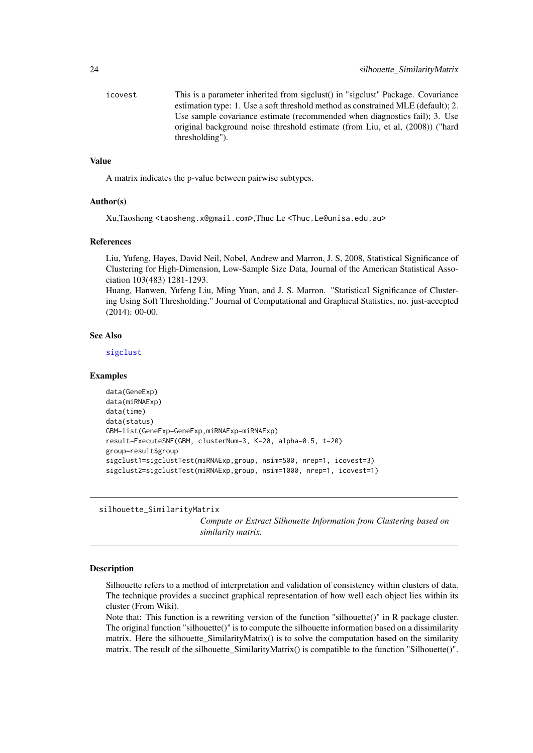icovest This is a parameter inherited from sigclust() in "sigclust" Package. Covariance estimation type: 1. Use a soft threshold method as constrained MLE (default); 2. Use sample covariance estimate (recommended when diagnostics fail); 3. Use original background noise threshold estimate (from Liu, et al, (2008)) ("hard thresholding").

### Value

A matrix indicates the p-value between pairwise subtypes.

### Author(s)

Xu,Taosheng <taosheng.x@gmail.com>,Thuc Le <Thuc.Le@unisa.edu.au>

### References

Liu, Yufeng, Hayes, David Neil, Nobel, Andrew and Marron, J. S, 2008, Statistical Significance of Clustering for High-Dimension, Low-Sample Size Data, Journal of the American Statistical Association 103(483) 1281-1293.
Huang, Hanwen, Yufeng Liu, Ming Yuan, and J. S. Marron. "Statistical Significance of Clustering Using Soft Thresholding." Journal of Computational and Graphical Statistics, no. just-accepted (2014): 00-00.

### See Also

sigclust

### Examples

```
data(GeneExp)
data(miRNAExp)
data(time)
data(status)
GBM=list(GeneExp=GeneExp,miRNAExp=miRNAExp)
result=ExecuteSNF(GBM, clusterNum=3, K=20, alpha=0.5, t=20)
group=result$group
sigclust1=sigclustTest(miRNAExp,group, nsim=500, nrep=1, icovest=3)
sigclust2=sigclustTest(miRNAExp,group, nsim=1000, nrep=1, icovest=1)
```

## silhouette_SimilarityMatrix

*Compute or Extract Silhouette Information from Clustering based on similarity matrix.*

### Description

Silhouette refers to a method of interpretation and validation of consistency within clusters of data. The technique provides a succinct graphical representation of how well each object lies within its cluster (From Wiki).
Note that: This function is a rewriting version of the function "silhouette()" in R package cluster. The original function "silhouette()" is to compute the silhouette information based on a dissimilarity matrix. Here the silhouette_SimilarityMatrix() is to solve the computation based on the similarity matrix. The result of the silhouette_SimilarityMatrix() is compatible to the function "Silhouette()".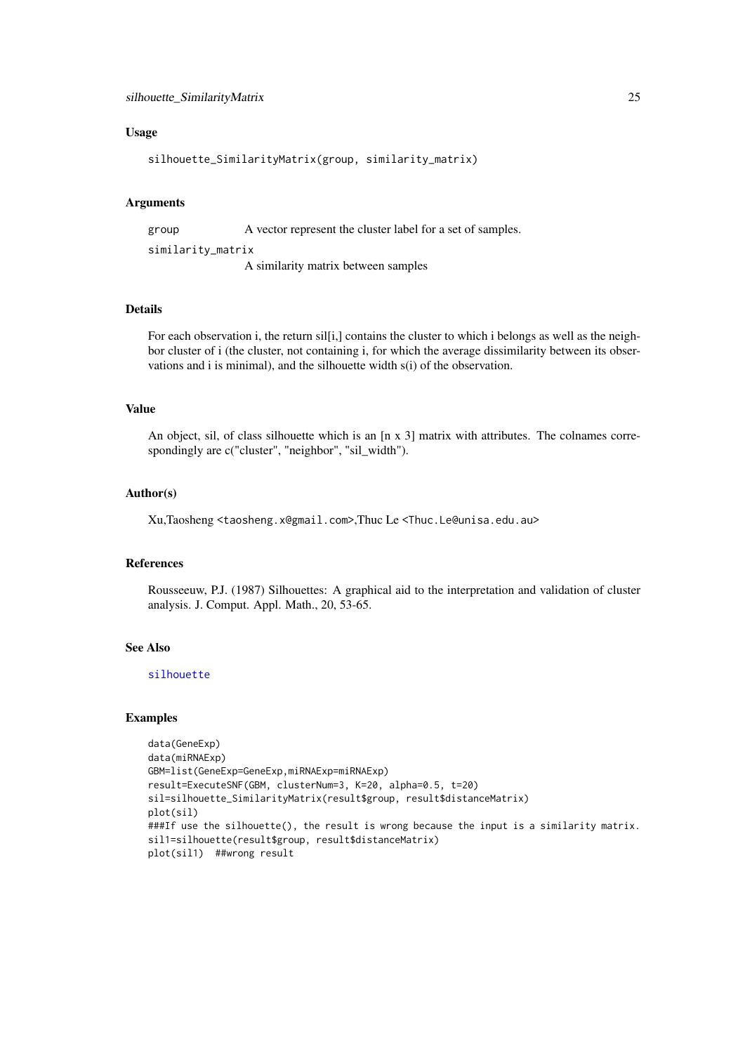### Usage

```
silhouette_SimilarityMatrix(group, similarity_matrix)
```

### Arguments

`group` A vector represent the cluster label for a set of samples.

`similarity_matrix`
A similarity matrix between samples

### Details

For each observation i, the return sil[i,] contains the cluster to which i belongs as well as the neighbor cluster of i (the cluster, not containing i, for which the average dissimilarity between its observations and i is minimal), and the silhouette width s(i) of the observation.

### Value

An object, sil, of class silhouette which is an [n x 3] matrix with attributes. The colnames correspondingly are c("cluster", "neighbor", "sil_width").

### Author(s)

Xu,Taosheng <taosheng.x@gmail.com>,Thuc Le <Thuc.Le@unisa.edu.au>

### References

Rousseeuw, P.J. (1987) Silhouettes: A graphical aid to the interpretation and validation of cluster analysis. J. Comput. Appl. Math., 20, 53-65.

### See Also

silhouette

### Examples

```
data(GeneExp)
data(miRNAExp)
GBM=list(GeneExp=GeneExp,miRNAExp=miRNAExp)
result=ExecuteSNF(GBM, clusterNum=3, K=20, alpha=0.5, t=20)
sil=silhouette_SimilarityMatrix(result$group, result$distanceMatrix)
plot(sil)
###If use the silhouette(), the result is wrong because the input is a similarity matrix.
sil1=silhouette(result$group, result$distanceMatrix)
plot(sil1)  ##wrong result
```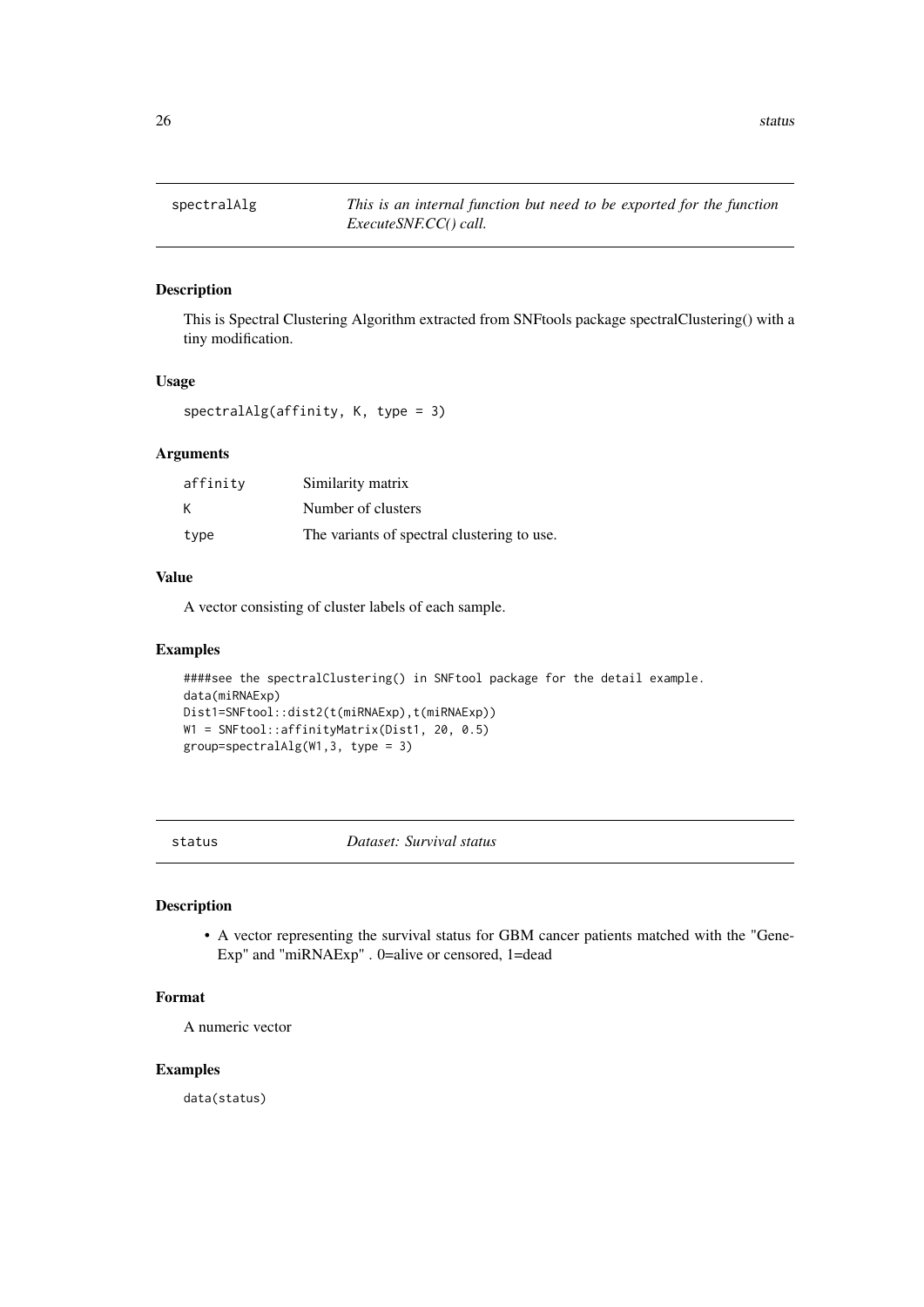## spectralAlg — *This is an internal function but need to be exported for the function ExecuteSNF.CC() call.*

### Description

This is Spectral Clustering Algorithm extracted from SNFtools package spectralClustering() with a tiny modification.

### Usage

```
spectralAlg(affinity, K, type = 3)
```

### Arguments

| | |
|---|---|
| affinity | Similarity matrix |
| K | Number of clusters |
| type | The variants of spectral clustering to use. |

### Value

A vector consisting of cluster labels of each sample.

### Examples

```
####see the spectralClustering() in SNFtool package for the detail example.
data(miRNAExp)
Dist1=SNFtool::dist2(t(miRNAExp),t(miRNAExp))
W1 = SNFtool::affinityMatrix(Dist1, 20, 0.5)
group=spectralAlg(W1,3, type = 3)
```

## status — *Dataset: Survival status*

### Description

- A vector representing the survival status for GBM cancer patients matched with the "GeneExp" and "miRNAExp" . 0=alive or censored, 1=dead

### Format

A numeric vector

### Examples

```
data(status)
```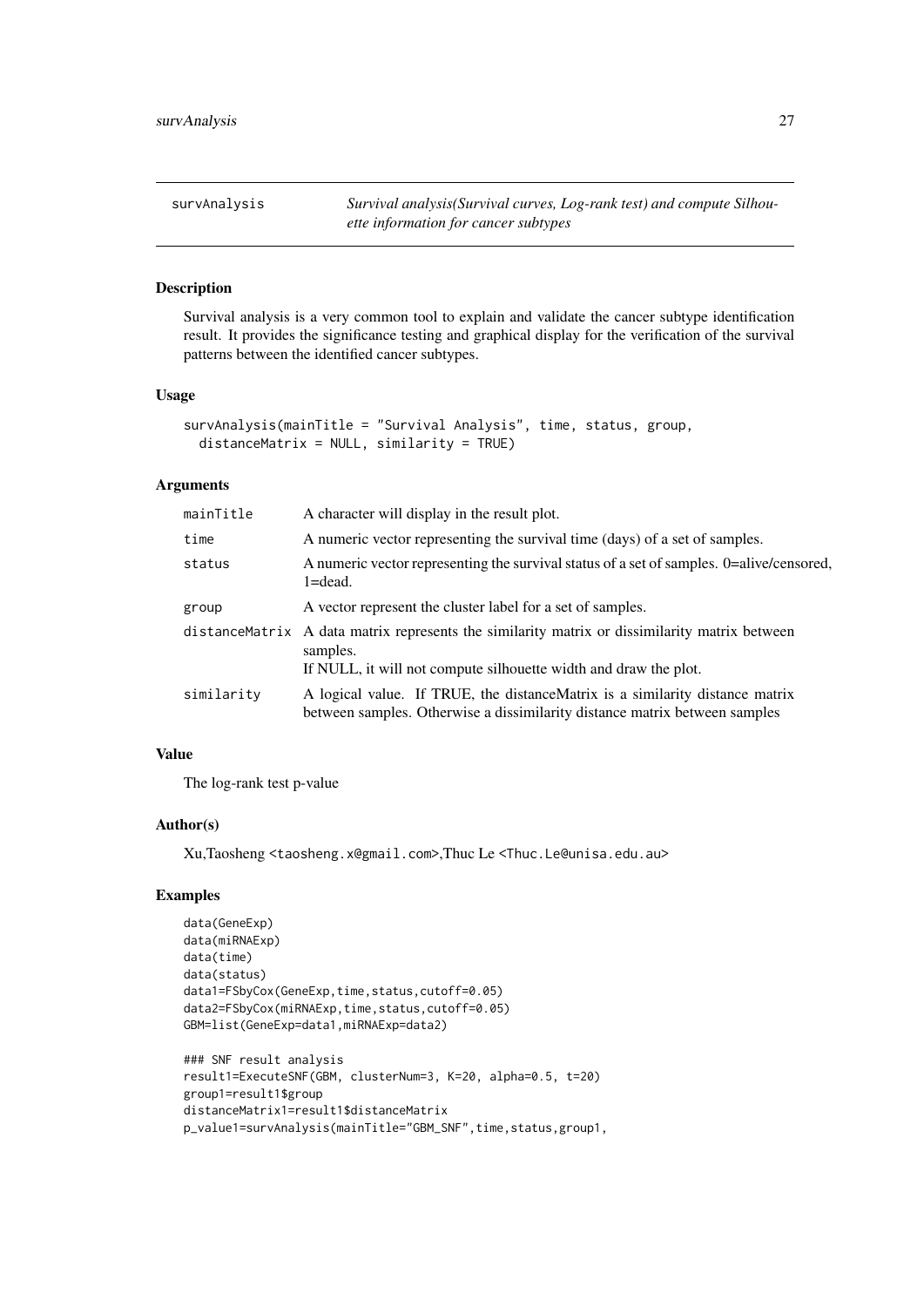## survAnalysis

*Survival analysis(Survival curves, Log-rank test) and compute Silhouette information for cancer subtypes*

### Description

Survival analysis is a very common tool to explain and validate the cancer subtype identification result. It provides the significance testing and graphical display for the verification of the survival patterns between the identified cancer subtypes.

### Usage

```
survAnalysis(mainTitle = "Survival Analysis", time, status, group,
  distanceMatrix = NULL, similarity = TRUE)
```

### Arguments

| | |
|---|---|
| `mainTitle` | A character will display in the result plot. |
| `time` | A numeric vector representing the survival time (days) of a set of samples. |
| `status` | A numeric vector representing the survival status of a set of samples. 0=alive/censored, 1=dead. |
| `group` | A vector represent the cluster label for a set of samples. |
| `distanceMatrix` | A data matrix represents the similarity matrix or dissimilarity matrix between samples. If NULL, it will not compute silhouette width and draw the plot. |
| `similarity` | A logical value. If TRUE, the distanceMatrix is a similarity distance matrix between samples. Otherwise a dissimilarity distance matrix between samples |

### Value

The log-rank test p-value

### Author(s)

Xu,Taosheng <taosheng.x@gmail.com>,Thuc Le <Thuc.Le@unisa.edu.au>

### Examples

```
data(GeneExp)
data(miRNAExp)
data(time)
data(status)
data1=FSbyCox(GeneExp,time,status,cutoff=0.05)
data2=FSbyCox(miRNAExp,time,status,cutoff=0.05)
GBM=list(GeneExp=data1,miRNAExp=data2)

### SNF result analysis
result1=ExecuteSNF(GBM, clusterNum=3, K=20, alpha=0.5, t=20)
group1=result1$group
distanceMatrix1=result1$distanceMatrix
p_value1=survAnalysis(mainTitle="GBM_SNF",time,status,group1,
```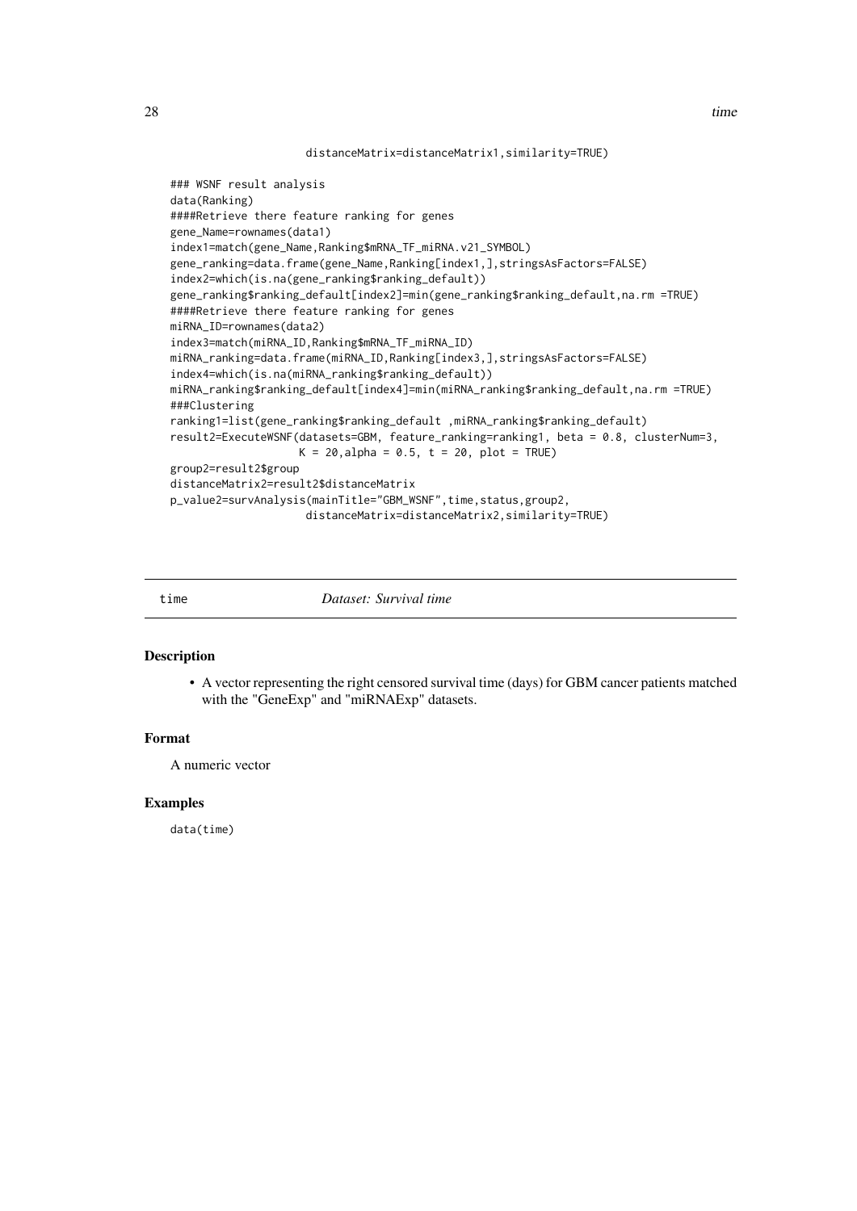```
                    distanceMatrix=distanceMatrix1,similarity=TRUE)

### WSNF result analysis
data(Ranking)
####Retrieve there feature ranking for genes
gene_Name=rownames(data1)
index1=match(gene_Name,Ranking$mRNA_TF_miRNA.v21_SYMBOL)
gene_ranking=data.frame(gene_Name,Ranking[index1,],stringsAsFactors=FALSE)
index2=which(is.na(gene_ranking$ranking_default))
gene_ranking$ranking_default[index2]=min(gene_ranking$ranking_default,na.rm =TRUE)
####Retrieve there feature ranking for genes
miRNA_ID=rownames(data2)
index3=match(miRNA_ID,Ranking$mRNA_TF_miRNA_ID)
miRNA_ranking=data.frame(miRNA_ID,Ranking[index3,],stringsAsFactors=FALSE)
index4=which(is.na(miRNA_ranking$ranking_default))
miRNA_ranking$ranking_default[index4]=min(miRNA_ranking$ranking_default,na.rm =TRUE)
###Clustering
ranking1=list(gene_ranking$ranking_default ,miRNA_ranking$ranking_default)
result2=ExecuteWSNF(datasets=GBM, feature_ranking=ranking1, beta = 0.8, clusterNum=3,
                K = 20,alpha = 0.5, t = 20, plot = TRUE)
group2=result2$group
distanceMatrix2=result2$distanceMatrix
p_value2=survAnalysis(mainTitle="GBM_WSNF",time,status,group2,
                    distanceMatrix=distanceMatrix2,similarity=TRUE)
```

## time — *Dataset: Survival time*

### Description

- A vector representing the right censored survival time (days) for GBM cancer patients matched with the "GeneExp" and "miRNAExp" datasets.

### Format

A numeric vector

### Examples

```
data(time)
```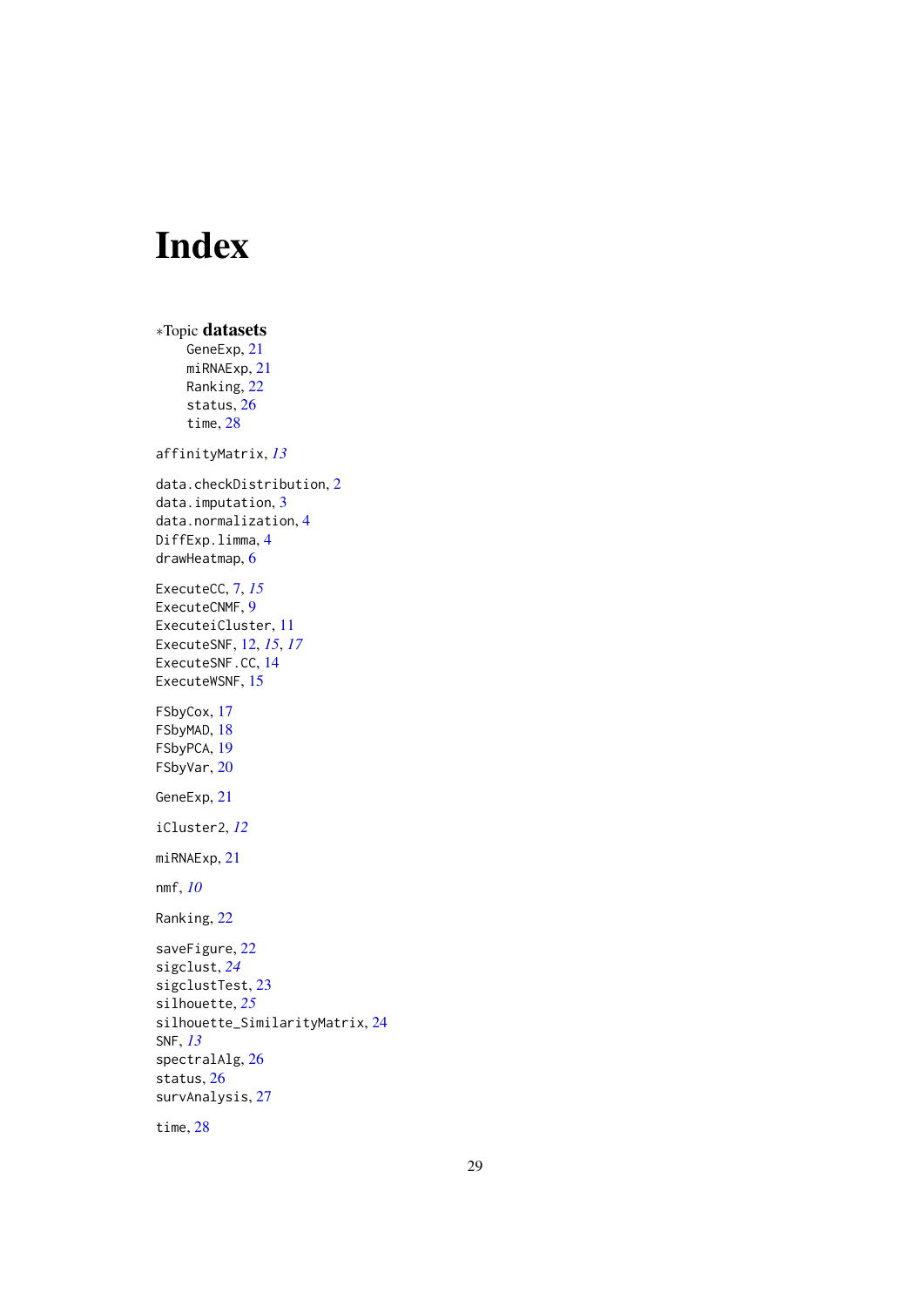# Index

∗Topic **datasets**

- GeneExp, 21
- miRNAExp, 21
- Ranking, 22
- status, 26
- time, 28

affinityMatrix, *13*

data.checkDistribution, 2
data.imputation, 3
data.normalization, 4
DiffExp.limma, 4
drawHeatmap, 6

ExecuteCC, 7, *15*
ExecuteCNMF, 9
ExecuteiCluster, 11
ExecuteSNF, 12, *15*, *17*
ExecuteSNF.CC, 14
ExecuteWSNF, 15

FSbyCox, 17
FSbyMAD, 18
FSbyPCA, 19
FSbyVar, 20

GeneExp, 21

iCluster2, *12*

miRNAExp, 21

nmf, *10*

Ranking, 22

saveFigure, 22
sigclust, *24*
sigclustTest, 23
silhouette, *25*
silhouette_SimilarityMatrix, 24
SNF, *13*
spectralAlg, 26
status, 26
survAnalysis, 27

time, 28